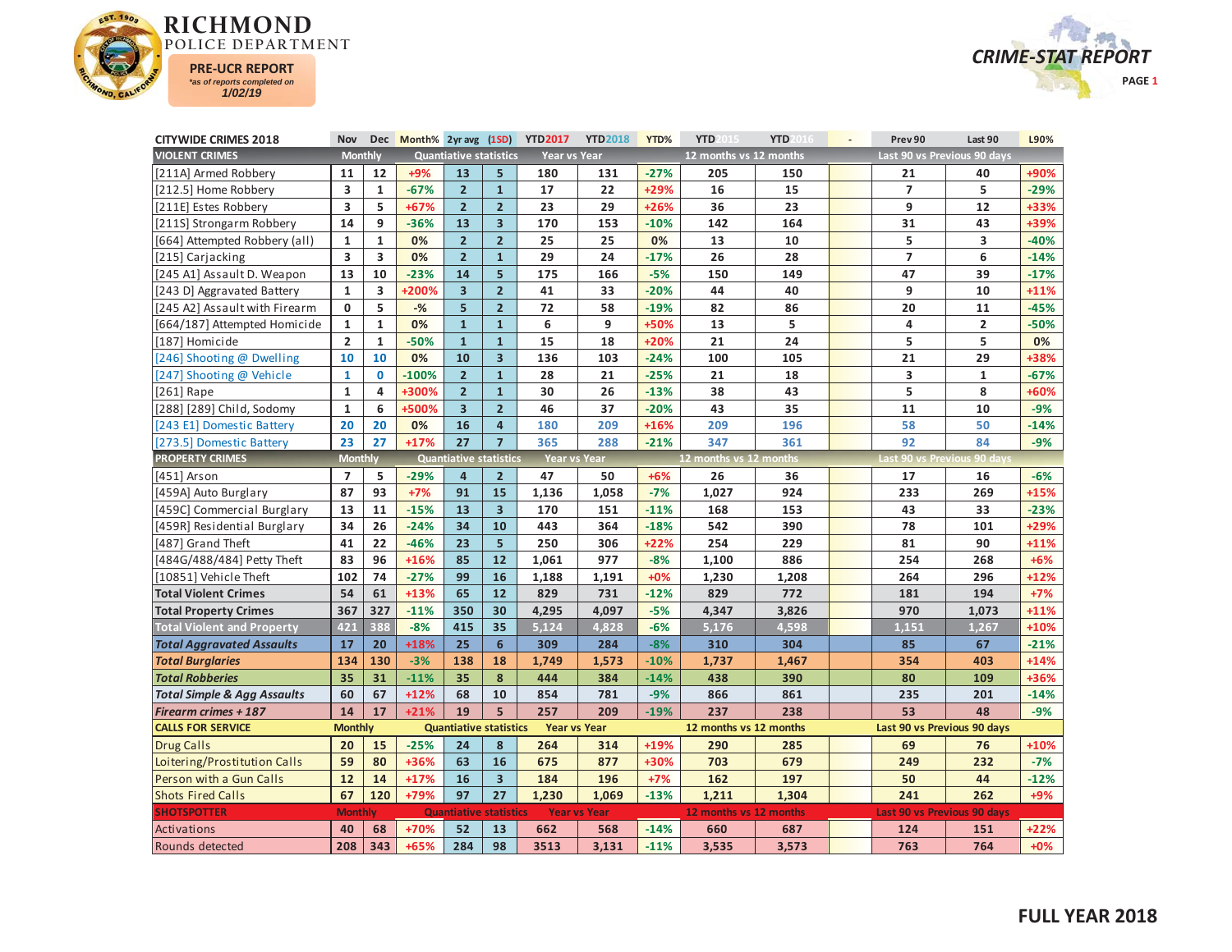# RICHMOND POLICE DEPARTMENT

**PRE-UCR REPORT**
*as of reports completed on 1/02/19*

## CRIME-STAT REPORT

PAGE 1

| CITYWIDE CRIMES 2018 | Nov | Dec | Month% | 2yr avg | (1SD) | YTD2017 | YTD2018 | YTD% | YTD 2015 | YTD 2016 | - | Prev 90 | Last 90 | L90% |
|---|---|---|---|---|---|---|---|---|---|---|---|---|---|---|
| **VIOLENT CRIMES** | Monthly | | Quantiative statistics | | | Year vs Year | | | 12 months vs 12 months | | | Last 90 vs Previous 90 days | | |
| [211A] Armed Robbery | 11 | 12 | +9% | 13 | 5 | 180 | 131 | -27% | 205 | 150 | | 21 | 40 | +90% |
| [212.5] Home Robbery | 3 | 1 | -67% | 2 | 1 | 17 | 22 | +29% | 16 | 15 | | 7 | 5 | -29% |
| [211E] Estes Robbery | 3 | 5 | +67% | 2 | 2 | 23 | 29 | +26% | 36 | 23 | | 9 | 12 | +33% |
| [211S] Strongarm Robbery | 14 | 9 | -36% | 13 | 3 | 170 | 153 | -10% | 142 | 164 | | 31 | 43 | +39% |
| [664] Attempted Robbery (all) | 1 | 1 | 0% | 2 | 2 | 25 | 25 | 0% | 13 | 10 | | 5 | 3 | -40% |
| [215] Carjacking | 3 | 3 | 0% | 2 | 1 | 29 | 24 | -17% | 26 | 28 | | 7 | 6 | -14% |
| [245 A1] Assault D. Weapon | 13 | 10 | -23% | 14 | 5 | 175 | 166 | -5% | 150 | 149 | | 47 | 39 | -17% |
| [243 D] Aggravated Battery | 1 | 3 | +200% | 3 | 2 | 41 | 33 | -20% | 44 | 40 | | 9 | 10 | +11% |
| [245 A2] Assault with Firearm | 0 | 5 | -% | 5 | 2 | 72 | 58 | -19% | 82 | 86 | | 20 | 11 | -45% |
| [664/187] Attempted Homicide | 1 | 1 | 0% | 1 | 1 | 6 | 9 | +50% | 13 | 5 | | 4 | 2 | -50% |
| [187] Homicide | 2 | 1 | -50% | 1 | 1 | 15 | 18 | +20% | 21 | 24 | | 5 | 5 | 0% |
| [246] Shooting @ Dwelling | 10 | 10 | 0% | 10 | 3 | 136 | 103 | -24% | 100 | 105 | | 21 | 29 | +38% |
| [247] Shooting @ Vehicle | 1 | 0 | -100% | 2 | 1 | 28 | 21 | -25% | 21 | 18 | | 3 | 1 | -67% |
| [261] Rape | 1 | 4 | +300% | 2 | 1 | 30 | 26 | -13% | 38 | 43 | | 5 | 8 | +60% |
| [288] [289] Child, Sodomy | 1 | 6 | +500% | 3 | 2 | 46 | 37 | -20% | 43 | 35 | | 11 | 10 | -9% |
| [243 E1] Domestic Battery | 20 | 20 | 0% | 16 | 4 | 180 | 209 | +16% | 209 | 196 | | 58 | 50 | -14% |
| [273.5] Domestic Battery | 23 | 27 | +17% | 27 | 7 | 365 | 288 | -21% | 347 | 361 | | 92 | 84 | -9% |
| **PROPERTY CRIMES** | Monthly | | Quantiative statistics | | | Year vs Year | | | 12 months vs 12 months | | | Last 90 vs Previous 90 days | | |
| [451] Arson | 7 | 5 | -29% | 4 | 2 | 47 | 50 | +6% | 26 | 36 | | 17 | 16 | -6% |
| [459A] Auto Burglary | 87 | 93 | +7% | 91 | 15 | 1,136 | 1,058 | -7% | 1,027 | 924 | | 233 | 269 | +15% |
| [459C] Commercial Burglary | 13 | 11 | -15% | 13 | 3 | 170 | 151 | -11% | 168 | 153 | | 43 | 33 | -23% |
| [459R] Residential Burglary | 34 | 26 | -24% | 34 | 10 | 443 | 364 | -18% | 542 | 390 | | 78 | 101 | +29% |
| [487] Grand Theft | 41 | 22 | -46% | 23 | 5 | 250 | 306 | +22% | 254 | 229 | | 81 | 90 | +11% |
| [484G/488/484] Petty Theft | 83 | 96 | +16% | 85 | 12 | 1,061 | 977 | -8% | 1,100 | 886 | | 254 | 268 | +6% |
| [10851] Vehicle Theft | 102 | 74 | -27% | 99 | 16 | 1,188 | 1,191 | +0% | 1,230 | 1,208 | | 264 | 296 | +12% |
| **Total Violent Crimes** | 54 | 61 | +13% | 65 | 12 | 829 | 731 | -12% | 829 | 772 | | 181 | 194 | +7% |
| **Total Property Crimes** | 367 | 327 | -11% | 350 | 30 | 4,295 | 4,097 | -5% | 4,347 | 3,826 | | 970 | 1,073 | +11% |
| **Total Violent and Property** | 421 | 388 | -8% | 415 | 35 | 5,124 | 4,828 | -6% | 5,176 | 4,598 | | 1,151 | 1,267 | +10% |
| ***Total Aggravated Assaults*** | 17 | 20 | +18% | 25 | 6 | 309 | 284 | -8% | 310 | 304 | | 85 | 67 | -21% |
| ***Total Burglaries*** | 134 | 130 | -3% | 138 | 18 | 1,749 | 1,573 | -10% | 1,737 | 1,467 | | 354 | 403 | +14% |
| ***Total Robberies*** | 35 | 31 | -11% | 35 | 8 | 444 | 384 | -14% | 438 | 390 | | 80 | 109 | +36% |
| ***Total Simple & Agg Assaults*** | 60 | 67 | +12% | 68 | 10 | 854 | 781 | -9% | 866 | 861 | | 235 | 201 | -14% |
| ***Firearm crimes + 187*** | 14 | 17 | +21% | 19 | 5 | 257 | 209 | -19% | 237 | 238 | | 53 | 48 | -9% |
| **CALLS FOR SERVICE** | Monthly | | Quantiative statistics | | | Year vs Year | | | 12 months vs 12 months | | | Last 90 vs Previous 90 days | | |
| Drug Calls | 20 | 15 | -25% | 24 | 8 | 264 | 314 | +19% | 290 | 285 | | 69 | 76 | +10% |
| Loitering/Prostitution Calls | 59 | 80 | +36% | 63 | 16 | 675 | 877 | +30% | 703 | 679 | | 249 | 232 | -7% |
| Person with a Gun Calls | 12 | 14 | +17% | 16 | 3 | 184 | 196 | +7% | 162 | 197 | | 50 | 44 | -12% |
| Shots Fired Calls | 67 | 120 | +79% | 97 | 27 | 1,230 | 1,069 | -13% | 1,211 | 1,304 | | 241 | 262 | +9% |
| **SHOTSPOTTER** | Monthly | | Quantiative statistics | | | Year vs Year | | | 12 months vs 12 months | | | Last 90 vs Previous 90 days | | |
| Activations | 40 | 68 | +70% | 52 | 13 | 662 | 568 | -14% | 660 | 687 | | 124 | 151 | +22% |
| Rounds detected | 208 | 343 | +65% | 284 | 98 | 3513 | 3,131 | -11% | 3,535 | 3,573 | | 763 | 764 | +0% |

**FULL YEAR 2018**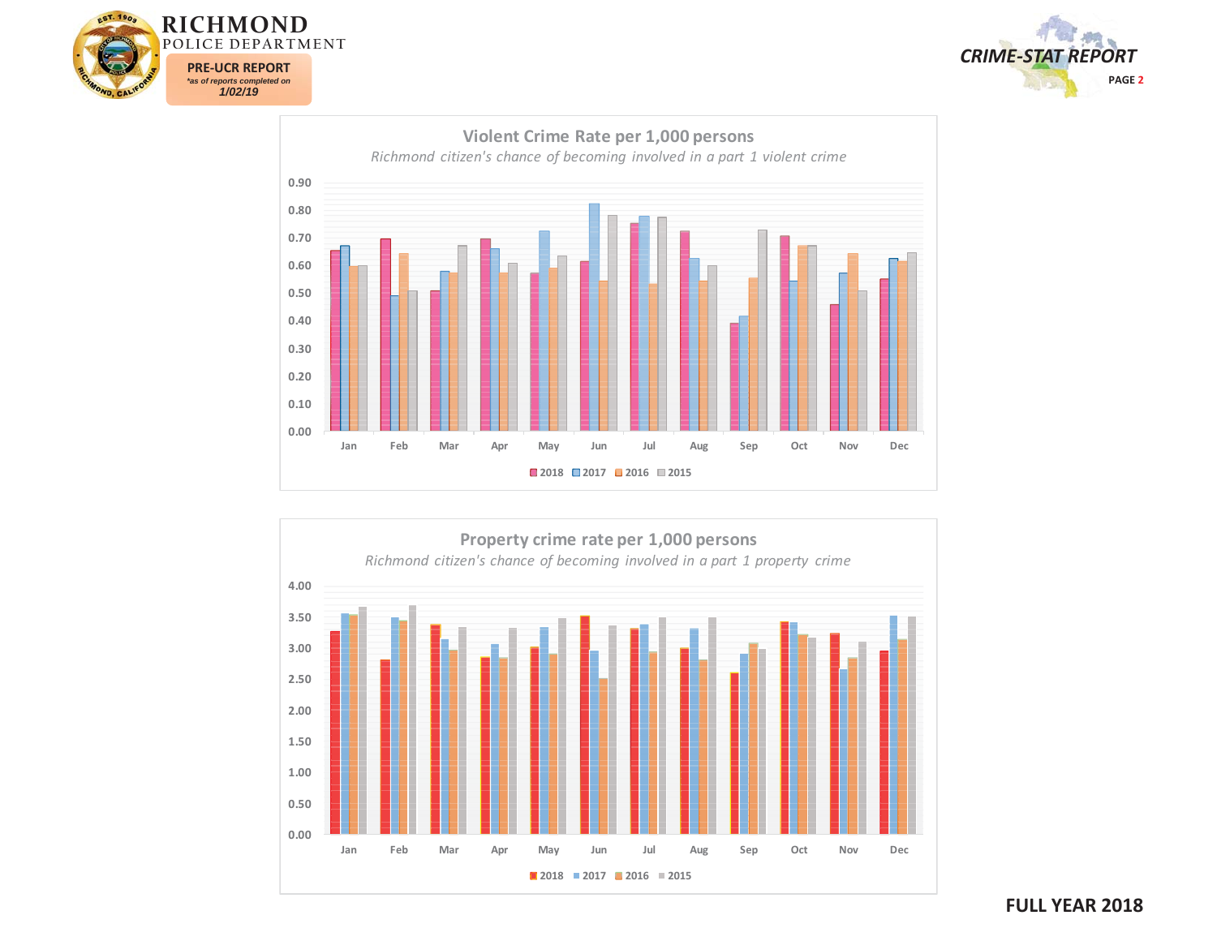# RICHMOND POLICE DEPARTMENT

**PRE-UCR REPORT**
*\*as of reports completed on 1/02/19*

**CRIME-STAT REPORT**

## Violent Crime Rate per 1,000 persons

*Richmond citizen's chance of becoming involved in a part 1 violent crime*

| Month | 2018 | 2017 | 2016 | 2015 |
|---|---|---|---|---|
| Jan | 0.65 | 0.67 | 0.60 | 0.60 |
| Feb | 0.70 | 0.49 | 0.64 | 0.51 |
| Mar | 0.51 | 0.58 | 0.57 | 0.67 |
| Apr | 0.70 | 0.66 | 0.57 | 0.61 |
| May | 0.57 | 0.72 | 0.59 | 0.63 |
| Jun | 0.61 | 0.82 | 0.54 | 0.78 |
| Jul | 0.75 | 0.78 | 0.53 | 0.77 |
| Aug | 0.72 | 0.62 | 0.54 | 0.60 |
| Sep | 0.39 | 0.42 | 0.55 | 0.73 |
| Oct | 0.71 | 0.54 | 0.67 | 0.67 |
| Nov | 0.46 | 0.57 | 0.64 | 0.51 |
| Dec | 0.55 | 0.62 | 0.61 | 0.65 |

## Property crime rate per 1,000 persons

*Richmond citizen's chance of becoming involved in a part 1 property crime*

| Month | 2018 | 2017 | 2016 | 2015 |
|---|---|---|---|---|
| Jan | 3.27 | 3.56 | 3.54 | 3.66 |
| Feb | 2.81 | 3.49 | 3.44 | 3.69 |
| Mar | 3.38 | 3.14 | 2.97 | 3.34 |
| Apr | 2.85 | 3.06 | 2.84 | 3.33 |
| May | 3.01 | 3.34 | 2.90 | 3.48 |
| Jun | 3.52 | 2.95 | 2.51 | 3.37 |
| Jul | 3.32 | 3.38 | 2.94 | 3.49 |
| Aug | 3.00 | 3.32 | 2.81 | 3.49 |
| Sep | 2.60 | 2.90 | 3.08 | 2.98 |
| Oct | 3.42 | 3.41 | 3.21 | 3.16 |
| Nov | 3.23 | 2.65 | 2.84 | 3.10 |
| Dec | 2.96 | 3.52 | 3.14 | 3.51 |

**FULL YEAR 2018**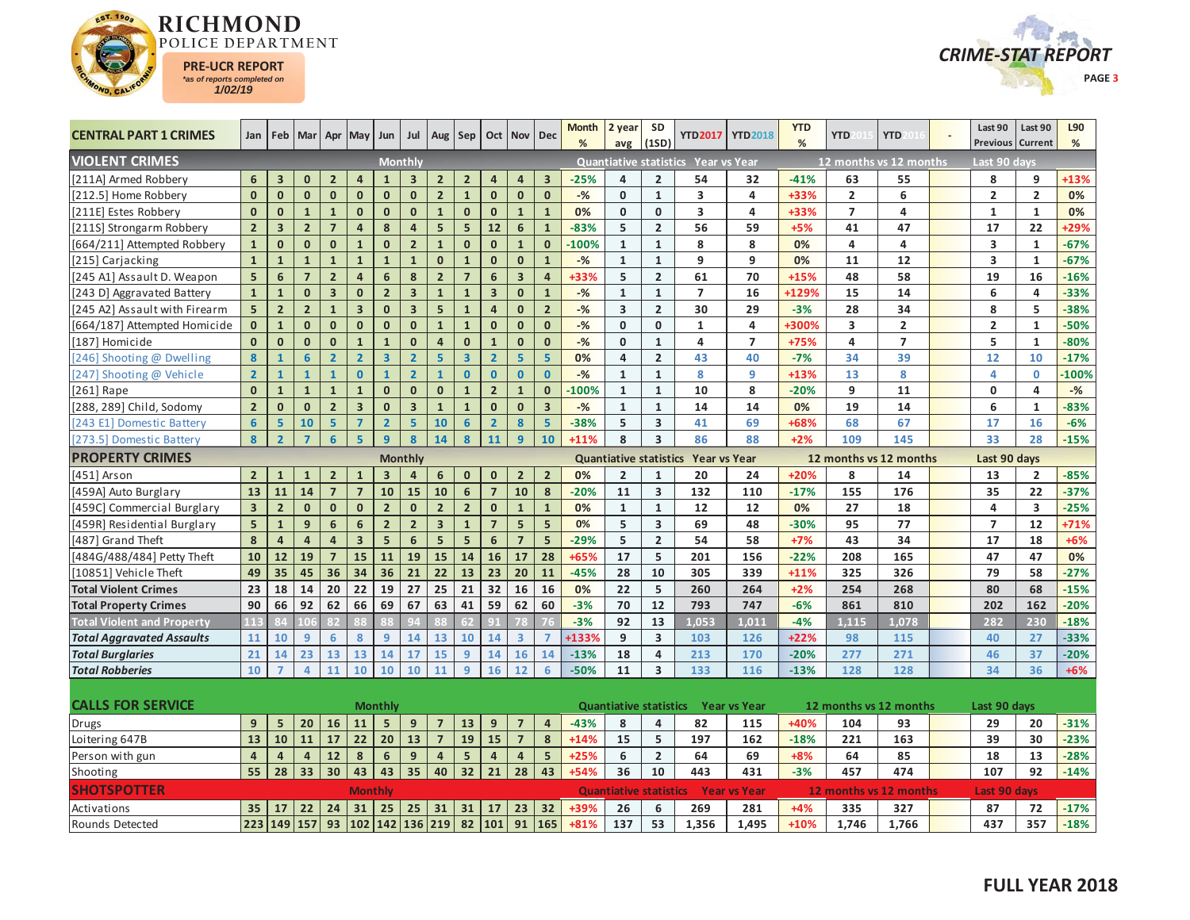# RICHMOND POLICE DEPARTMENT

**PRE-UCR REPORT**
*as of reports completed on*
*1/02/19*

**CRIME-STAT REPORT**

| CENTRAL PART 1 CRIMES | Jan | Feb | Mar | Apr | May | Jun | Jul | Aug | Sep | Oct | Nov | Dec | Month % | 2 year avg | SD (1SD) | YTD2017 | YTD2018 | YTD % | YTD2015 | YTD2016 | - | Last 90 Previous | Last 90 Current | L90 % |
|---|---|---|---|---|---|---|---|---|---|---|---|---|---|---|---|---|---|---|---|---|---|---|---|---|
| **VIOLENT CRIMES** | Monthly | | | | | | | | | | | | Quantiative statistics | | | Year vs Year | | | 12 months vs 12 months | | | Last 90 days | | |
| [211A] Armed Robbery | 6 | 3 | 0 | 2 | 4 | 1 | 3 | 2 | 2 | 4 | 4 | 3 | -25% | 4 | 2 | 54 | 32 | -41% | 63 | 55 | | 8 | 9 | +13% |
| [212.5] Home Robbery | 0 | 0 | 0 | 0 | 0 | 0 | 0 | 2 | 1 | 0 | 0 | 0 | -% | 0 | 1 | 3 | 4 | +33% | 2 | 6 | | 2 | 2 | 0% |
| [211E] Estes Robbery | 0 | 0 | 1 | 1 | 0 | 0 | 0 | 1 | 0 | 0 | 1 | 1 | 0% | 0 | 0 | 3 | 4 | +33% | 7 | 4 | | 1 | 1 | 0% |
| [211S] Strongarm Robbery | 2 | 3 | 2 | 7 | 4 | 8 | 4 | 5 | 5 | 12 | 6 | 1 | -83% | 5 | 2 | 56 | 59 | +5% | 41 | 47 | | 17 | 22 | +29% |
| [664/211] Attempted Robbery | 1 | 0 | 0 | 0 | 1 | 0 | 2 | 1 | 0 | 0 | 1 | 0 | -100% | 1 | 1 | 8 | 8 | 0% | 4 | 4 | | 3 | 1 | -67% |
| [215] Carjacking | 1 | 1 | 1 | 1 | 1 | 1 | 1 | 0 | 1 | 0 | 0 | 1 | -% | 1 | 1 | 9 | 9 | 0% | 11 | 12 | | 3 | 1 | -67% |
| [245 A1] Assault D. Weapon | 5 | 6 | 7 | 2 | 4 | 6 | 8 | 2 | 7 | 6 | 3 | 4 | +33% | 5 | 2 | 61 | 70 | +15% | 48 | 58 | | 19 | 16 | -16% |
| [243 D] Aggravated Battery | 1 | 1 | 0 | 3 | 0 | 2 | 3 | 1 | 1 | 3 | 0 | 1 | -% | 1 | 1 | 7 | 16 | +129% | 15 | 14 | | 6 | 4 | -33% |
| [245 A2] Assault with Firearm | 5 | 2 | 2 | 1 | 3 | 0 | 3 | 5 | 1 | 4 | 0 | 2 | -% | 3 | 2 | 30 | 29 | -3% | 28 | 34 | | 8 | 5 | -38% |
| [664/187] Attempted Homicide | 0 | 1 | 0 | 0 | 0 | 0 | 0 | 1 | 1 | 0 | 0 | 0 | -% | 0 | 0 | 1 | 4 | +300% | 3 | 2 | | 2 | 1 | -50% |
| [187] Homicide | 0 | 0 | 0 | 0 | 1 | 1 | 0 | 4 | 0 | 1 | 0 | 0 | -% | 0 | 1 | 4 | 7 | +75% | 4 | 7 | | 5 | 1 | -80% |
| [246] Shooting @ Dwelling | 8 | 1 | 6 | 2 | 2 | 3 | 2 | 5 | 3 | 2 | 5 | 5 | 0% | 4 | 2 | 43 | 40 | -7% | 34 | 39 | | 12 | 10 | -17% |
| [247] Shooting @ Vehicle | 2 | 1 | 1 | 1 | 0 | 1 | 2 | 1 | 0 | 0 | 0 | 0 | -% | 1 | 1 | 8 | 9 | +13% | 13 | 8 | | 4 | 0 | -100% |
| [261] Rape | 0 | 1 | 1 | 1 | 1 | 0 | 0 | 0 | 1 | 2 | 1 | 0 | -100% | 1 | 1 | 10 | 8 | -20% | 9 | 11 | | 0 | 4 | -% |
| [288, 289] Child, Sodomy | 2 | 0 | 0 | 2 | 3 | 0 | 3 | 1 | 1 | 0 | 0 | 3 | -% | 1 | 1 | 14 | 14 | 0% | 19 | 14 | | 6 | 1 | -83% |
| [243 E1] Domestic Battery | 6 | 5 | 10 | 5 | 7 | 2 | 5 | 10 | 6 | 2 | 8 | 5 | -38% | 5 | 3 | 41 | 69 | +68% | 68 | 67 | | 17 | 16 | -6% |
| [273.5] Domestic Battery | 8 | 2 | 7 | 6 | 5 | 9 | 8 | 14 | 8 | 11 | 9 | 10 | +11% | 8 | 3 | 86 | 88 | +2% | 109 | 145 | | 33 | 28 | -15% |
| **PROPERTY CRIMES** | Monthly | | | | | | | | | | | | Quantiative statistics | | | Year vs Year | | | 12 months vs 12 months | | | Last 90 days | | |
| [451] Arson | 2 | 1 | 1 | 2 | 1 | 3 | 4 | 6 | 0 | 0 | 2 | 2 | 0% | 2 | 1 | 20 | 24 | +20% | 8 | 14 | | 13 | 2 | -85% |
| [459A] Auto Burglary | 13 | 11 | 14 | 7 | 7 | 10 | 15 | 10 | 6 | 7 | 10 | 8 | -20% | 11 | 3 | 132 | 110 | -17% | 155 | 176 | | 35 | 22 | -37% |
| [459C] Commercial Burglary | 3 | 2 | 0 | 0 | 0 | 2 | 0 | 2 | 2 | 0 | 1 | 1 | 0% | 1 | 1 | 12 | 12 | 0% | 27 | 18 | | 4 | 3 | -25% |
| [459R] Residential Burglary | 5 | 1 | 9 | 6 | 6 | 2 | 2 | 3 | 1 | 7 | 5 | 5 | 0% | 5 | 3 | 69 | 48 | -30% | 95 | 77 | | 7 | 12 | +71% |
| [487] Grand Theft | 8 | 4 | 4 | 4 | 3 | 5 | 6 | 5 | 5 | 6 | 7 | 5 | -29% | 5 | 2 | 54 | 58 | +7% | 43 | 34 | | 17 | 18 | +6% |
| [484G/488/484] Petty Theft | 10 | 12 | 19 | 7 | 15 | 11 | 19 | 15 | 14 | 16 | 17 | 28 | +65% | 17 | 5 | 201 | 156 | -22% | 208 | 165 | | 47 | 47 | 0% |
| [10851] Vehicle Theft | 49 | 35 | 45 | 36 | 34 | 36 | 21 | 22 | 13 | 23 | 20 | 11 | -45% | 28 | 10 | 305 | 339 | +11% | 325 | 326 | | 79 | 58 | -27% |
| **Total Violent Crimes** | 23 | 18 | 14 | 20 | 22 | 19 | 27 | 25 | 21 | 32 | 16 | 16 | 0% | 22 | 5 | 260 | 264 | +2% | 254 | 268 | | 80 | 68 | -15% |
| **Total Property Crimes** | 90 | 66 | 92 | 62 | 66 | 69 | 67 | 63 | 41 | 59 | 62 | 60 | -3% | 70 | 12 | 793 | 747 | -6% | 861 | 810 | | 202 | 162 | -20% |
| **Total Violent and Property** | 113 | 84 | 106 | 82 | 88 | 88 | 94 | 88 | 62 | 91 | 78 | 76 | -3% | 92 | 13 | 1,053 | 1,011 | -4% | 1,115 | 1,078 | | 282 | 230 | -18% |
| ***Total Aggravated Assaults*** | 11 | 10 | 9 | 6 | 8 | 9 | 14 | 13 | 10 | 14 | 3 | 7 | +133% | 9 | 3 | 103 | 126 | +22% | 98 | 115 | | 40 | 27 | -33% |
| ***Total Burglaries*** | 21 | 14 | 23 | 13 | 13 | 14 | 17 | 15 | 9 | 14 | 16 | 14 | -13% | 18 | 4 | 213 | 170 | -20% | 277 | 271 | | 46 | 37 | -20% |
| ***Total Robberies*** | 10 | 7 | 4 | 11 | 10 | 10 | 10 | 11 | 9 | 16 | 12 | 6 | -50% | 11 | 3 | 133 | 116 | -13% | 128 | 128 | | 34 | 36 | +6% |
| **CALLS FOR SERVICE** | Monthly | | | | | | | | | | | | Quantiative statistics | | | Year vs Year | | | 12 months vs 12 months | | | Last 90 days | | |
| Drugs | 9 | 5 | 20 | 16 | 11 | 5 | 9 | 7 | 13 | 9 | 7 | 4 | -43% | 8 | 4 | 82 | 115 | +40% | 104 | 93 | | 29 | 20 | -31% |
| Loitering 647B | 13 | 10 | 11 | 17 | 22 | 20 | 13 | 7 | 19 | 15 | 7 | 8 | +14% | 15 | 5 | 197 | 162 | -18% | 221 | 163 | | 39 | 30 | -23% |
| Person with gun | 4 | 4 | 4 | 12 | 8 | 6 | 9 | 4 | 5 | 4 | 4 | 5 | +25% | 6 | 2 | 64 | 69 | +8% | 64 | 85 | | 18 | 13 | -28% |
| Shooting | 55 | 28 | 33 | 30 | 43 | 43 | 35 | 40 | 32 | 21 | 28 | 43 | +54% | 36 | 10 | 443 | 431 | -3% | 457 | 474 | | 107 | 92 | -14% |
| **SHOTSPOTTER** | Monthly | | | | | | | | | | | | Quantiative statistics | | | Year vs Year | | | 12 months vs 12 months | | | Last 90 days | | |
| Activations | 35 | 17 | 22 | 24 | 31 | 25 | 25 | 31 | 31 | 17 | 23 | 32 | +39% | 26 | 6 | 269 | 281 | +4% | 335 | 327 | | 87 | 72 | -17% |
| Rounds Detected | 223 | 149 | 157 | 93 | 102 | 142 | 136 | 219 | 82 | 101 | 91 | 165 | +81% | 137 | 53 | 1,356 | 1,495 | +10% | 1,746 | 1,766 | | 437 | 357 | -18% |

**FULL YEAR 2018**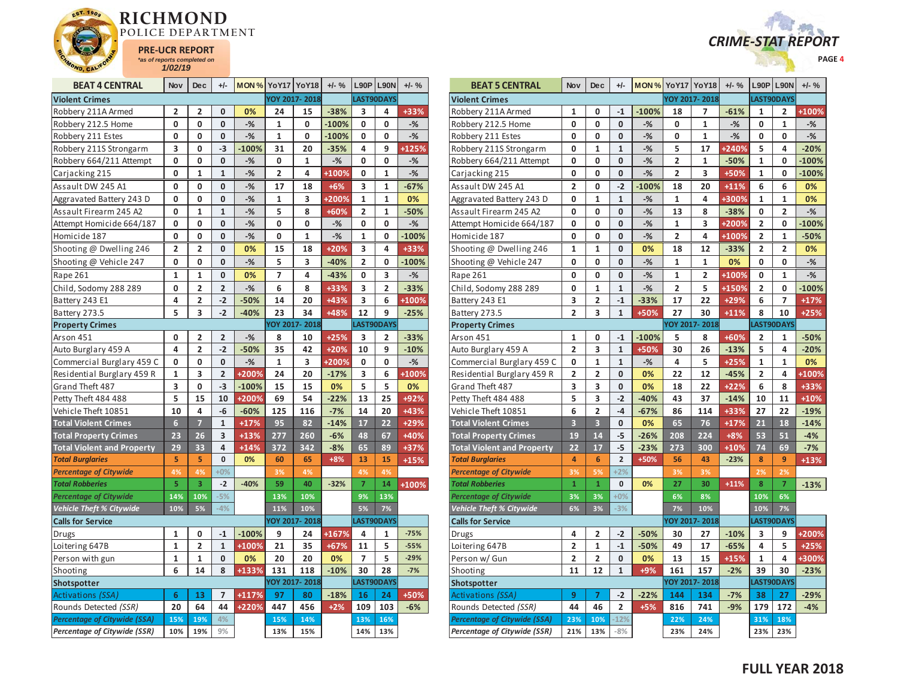# RICHMOND POLICE DEPARTMENT

**PRE-UCR REPORT**
*as of reports completed on*
**1/02/19**

## CRIME-STAT REPORT

| BEAT 4 CENTRAL | Nov | Dec | +/- | MON % | YoY17 | YoY18 | +/- % | L90P | L90N | +/- % |
|---|---|---|---|---|---|---|---|---|---|---|
| **Violent Crimes** | | | | | YOY 2017- 2018 | | | LAST90DAYS | | |
| Robbery 211A Armed | 2 | 2 | 0 | 0% | 24 | 15 | -38% | 3 | 4 | +33% |
| Robbery 212.5 Home | 0 | 0 | 0 | -% | 1 | 0 | -100% | 0 | 0 | -% |
| Robbery 211 Estes | 0 | 0 | 0 | -% | 1 | 0 | -100% | 0 | 0 | -% |
| Robbery 211S Strongarm | 3 | 0 | -3 | -100% | 31 | 20 | -35% | 4 | 9 | +125% |
| Robbery 664/211 Attempt | 0 | 0 | 0 | -% | 0 | 1 | -% | 0 | 0 | -% |
| Carjacking 215 | 0 | 1 | 1 | -% | 2 | 4 | +100% | 0 | 1 | -% |
| Assault DW 245 A1 | 0 | 0 | 0 | -% | 17 | 18 | +6% | 3 | 1 | -67% |
| Aggravated Battery 243 D | 0 | 0 | 0 | -% | 1 | 3 | +200% | 1 | 1 | 0% |
| Assault Firearm 245 A2 | 0 | 1 | 1 | -% | 5 | 8 | +60% | 2 | 1 | -50% |
| Attempt Homicide 664/187 | 0 | 0 | 0 | -% | 0 | 0 | -% | 0 | 0 | -% |
| Homicide 187 | 0 | 0 | 0 | -% | 0 | 1 | -% | 1 | 0 | -100% |
| Shooting @ Dwelling 246 | 2 | 2 | 0 | 0% | 15 | 18 | +20% | 3 | 4 | +33% |
| Shooting @ Vehicle 247 | 0 | 0 | 0 | -% | 5 | 3 | -40% | 2 | 0 | -100% |
| Rape 261 | 1 | 1 | 0 | 0% | 7 | 4 | -43% | 0 | 3 | -% |
| Child, Sodomy 288 289 | 0 | 2 | 2 | -% | 6 | 8 | +33% | 3 | 2 | -33% |
| Battery 243 E1 | 4 | 2 | -2 | -50% | 14 | 20 | +43% | 3 | 6 | +100% |
| Battery 273.5 | 5 | 3 | -2 | -40% | 23 | 34 | +48% | 12 | 9 | -25% |
| **Property Crimes** | | | | | YOY 2017- 2018 | | | LAST90DAYS | | |
| Arson 451 | 0 | 2 | 2 | -% | 8 | 10 | +25% | 3 | 2 | -33% |
| Auto Burglary 459 A | 4 | 2 | -2 | -50% | 35 | 42 | +20% | 10 | 9 | -10% |
| Commercial Burglary 459 C | 0 | 0 | 0 | -% | 1 | 3 | +200% | 0 | 0 | -% |
| Residential Burglary 459 R | 1 | 3 | 2 | +200% | 24 | 20 | -17% | 3 | 6 | +100% |
| Grand Theft 487 | 3 | 0 | -3 | -100% | 15 | 15 | 0% | 5 | 5 | 0% |
| Petty Theft 484 488 | 5 | 15 | 10 | +200% | 69 | 54 | -22% | 13 | 25 | +92% |
| Vehicle Theft 10851 | 10 | 4 | -6 | -60% | 125 | 116 | -7% | 14 | 20 | +43% |
| **Total Violent Crimes** | 6 | 7 | 1 | +17% | 95 | 82 | -14% | 17 | 22 | +29% |
| **Total Property Crimes** | 23 | 26 | 3 | +13% | 277 | 260 | -6% | 48 | 67 | +40% |
| **Total Violent and Property** | 29 | 33 | 4 | +14% | 372 | 342 | -8% | 65 | 89 | +37% |
| ***Total Burglaries*** | 5 | 5 | 0 | 0% | 60 | 65 | +8% | 13 | 15 | +15% |
| ***Percentage of Citywide*** | 4% | 4% | +0% | | 3% | 4% | | 4% | 4% | |
| ***Total Robberies*** | 5 | 3 | -2 | -40% | 59 | 40 | -32% | 7 | 14 | +100% |
| ***Percentage of Citywide*** | 14% | 10% | -5% | | 13% | 10% | | 9% | 13% | |
| ***Vehicle Theft % Citywide*** | 10% | 5% | -4% | | 11% | 10% | | 5% | 7% | |
| **Calls for Service** | | | | | YOY 2017- 2018 | | | LAST90DAYS | | |
| Drugs | 1 | 0 | -1 | -100% | 9 | 24 | +167% | 4 | 1 | -75% |
| Loitering 647B | 1 | 2 | 1 | +100% | 21 | 35 | +67% | 11 | 5 | -55% |
| Person with gun | 1 | 1 | 0 | 0% | 20 | 20 | 0% | 7 | 5 | -29% |
| Shooting | 6 | 14 | 8 | +133% | 131 | 118 | -10% | 30 | 28 | -7% |
| **Shotspotter** | | | | | YOY 2017- 2018 | | | LAST90DAYS | | |
| *Activations (SSA)* | 6 | 13 | 7 | +117% | 97 | 80 | -18% | 16 | 24 | +50% |
| Rounds Detected *(SSR)* | 20 | 64 | 44 | +220% | 447 | 456 | +2% | 109 | 103 | -6% |
| ***Percentage of Citywide (SSA)*** | 15% | 19% | 4% | | 15% | 14% | | 13% | 16% | |
| ***Percentage of Citywide (SSR)*** | 10% | 19% | 9% | | 13% | 15% | | 14% | 13% | |

| BEAT 5 CENTRAL | Nov | Dec | +/- | MON % | YoY17 | YoY18 | +/- % | L90P | L90N | +/- % |
|---|---|---|---|---|---|---|---|---|---|---|
| **Violent Crimes** | | | | | YOY 2017- 2018 | | | LAST90DAYS | | |
| Robbery 211A Armed | 1 | 0 | -1 | -100% | 18 | 7 | -61% | 1 | 2 | +100% |
| Robbery 212.5 Home | 0 | 0 | 0 | -% | 0 | 1 | -% | 0 | 1 | -% |
| Robbery 211 Estes | 0 | 0 | 0 | -% | 0 | 1 | -% | 0 | 0 | -% |
| Robbery 211S Strongarm | 0 | 1 | 1 | -% | 5 | 17 | +240% | 5 | 4 | -20% |
| Robbery 664/211 Attempt | 0 | 0 | 0 | -% | 2 | 1 | -50% | 1 | 0 | -100% |
| Carjacking 215 | 0 | 0 | 0 | -% | 2 | 3 | +50% | 1 | 0 | -100% |
| Assault DW 245 A1 | 2 | 0 | -2 | -100% | 18 | 20 | +11% | 6 | 6 | 0% |
| Aggravated Battery 243 D | 0 | 1 | 1 | -% | 1 | 4 | +300% | 1 | 1 | 0% |
| Assault Firearm 245 A2 | 0 | 0 | 0 | -% | 13 | 8 | -38% | 0 | 2 | -% |
| Attempt Homicide 664/187 | 0 | 0 | 0 | -% | 1 | 3 | +200% | 2 | 0 | -100% |
| Homicide 187 | 0 | 0 | 0 | -% | 2 | 4 | +100% | 2 | 1 | -50% |
| Shooting @ Dwelling 246 | 1 | 1 | 0 | 0% | 18 | 12 | -33% | 2 | 2 | 0% |
| Shooting @ Vehicle 247 | 0 | 0 | 0 | -% | 1 | 1 | 0% | 0 | 0 | -% |
| Rape 261 | 0 | 0 | 0 | -% | 1 | 2 | +100% | 0 | 1 | -% |
| Child, Sodomy 288 289 | 0 | 1 | 1 | -% | 2 | 5 | +150% | 2 | 0 | -100% |
| Battery 243 E1 | 3 | 2 | -1 | -33% | 17 | 22 | +29% | 6 | 7 | +17% |
| Battery 273.5 | 2 | 3 | 1 | +50% | 27 | 30 | +11% | 8 | 10 | +25% |
| **Property Crimes** | | | | | YOY 2017- 2018 | | | LAST90DAYS | | |
| Arson 451 | 1 | 0 | -1 | -100% | 5 | 8 | +60% | 2 | 1 | -50% |
| Auto Burglary 459 A | 2 | 3 | 1 | +50% | 30 | 26 | -13% | 5 | 4 | -20% |
| Commercial Burglary 459 C | 0 | 1 | 1 | -% | 4 | 5 | +25% | 1 | 1 | 0% |
| Residential Burglary 459 R | 2 | 2 | 0 | 0% | 22 | 12 | -45% | 2 | 4 | +100% |
| Grand Theft 487 | 3 | 3 | 0 | 0% | 18 | 22 | +22% | 6 | 8 | +33% |
| Petty Theft 484 488 | 5 | 3 | -2 | -40% | 43 | 37 | -14% | 10 | 11 | +10% |
| Vehicle Theft 10851 | 6 | 2 | -4 | -67% | 86 | 114 | +33% | 27 | 22 | -19% |
| **Total Violent Crimes** | 3 | 3 | 0 | 0% | 65 | 76 | +17% | 21 | 18 | -14% |
| **Total Property Crimes** | 19 | 14 | -5 | -26% | 208 | 224 | +8% | 53 | 51 | -4% |
| **Total Violent and Property** | 22 | 17 | -5 | -23% | 273 | 300 | +10% | 74 | 69 | -7% |
| ***Total Burglaries*** | 4 | 6 | 2 | +50% | 56 | 43 | -23% | 8 | 9 | +13% |
| ***Percentage of Citywide*** | 3% | 5% | +2% | | 3% | 3% | | 2% | 2% | |
| ***Total Robberies*** | 1 | 1 | 0 | 0% | 27 | 30 | +11% | 8 | 7 | -13% |
| ***Percentage of Citywide*** | 3% | 3% | +0% | | 6% | 8% | | 10% | 6% | |
| ***Vehicle Theft % Citywide*** | 6% | 3% | -3% | | 7% | 10% | | 10% | 7% | |
| **Calls for Service** | | | | | YOY 2017- 2018 | | | LAST90DAYS | | |
| Drugs | 4 | 2 | -2 | -50% | 30 | 27 | -10% | 3 | 9 | +200% |
| Loitering 647B | 2 | 1 | -1 | -50% | 49 | 17 | -65% | 4 | 5 | +25% |
| Person w/ Gun | 2 | 2 | 0 | 0% | 13 | 15 | +15% | 1 | 4 | +300% |
| Shooting | 11 | 12 | 1 | +9% | 161 | 157 | -2% | 39 | 30 | -23% |
| **Shotspotter** | | | | | YOY 2017- 2018 | | | LAST90DAYS | | |
| *Activations (SSA)* | 9 | 7 | -2 | -22% | 144 | 134 | -7% | 38 | 27 | -29% |
| Rounds Detected *(SSR)* | 44 | 46 | 2 | +5% | 816 | 741 | -9% | 179 | 172 | -4% |
| ***Percentage of Citywide (SSA)*** | 23% | 10% | -12% | | 22% | 24% | | 31% | 18% | |
| ***Percentage of Citywide (SSR)*** | 21% | 13% | -8% | | 23% | 24% | | 23% | 23% | |

**FULL YEAR 2018**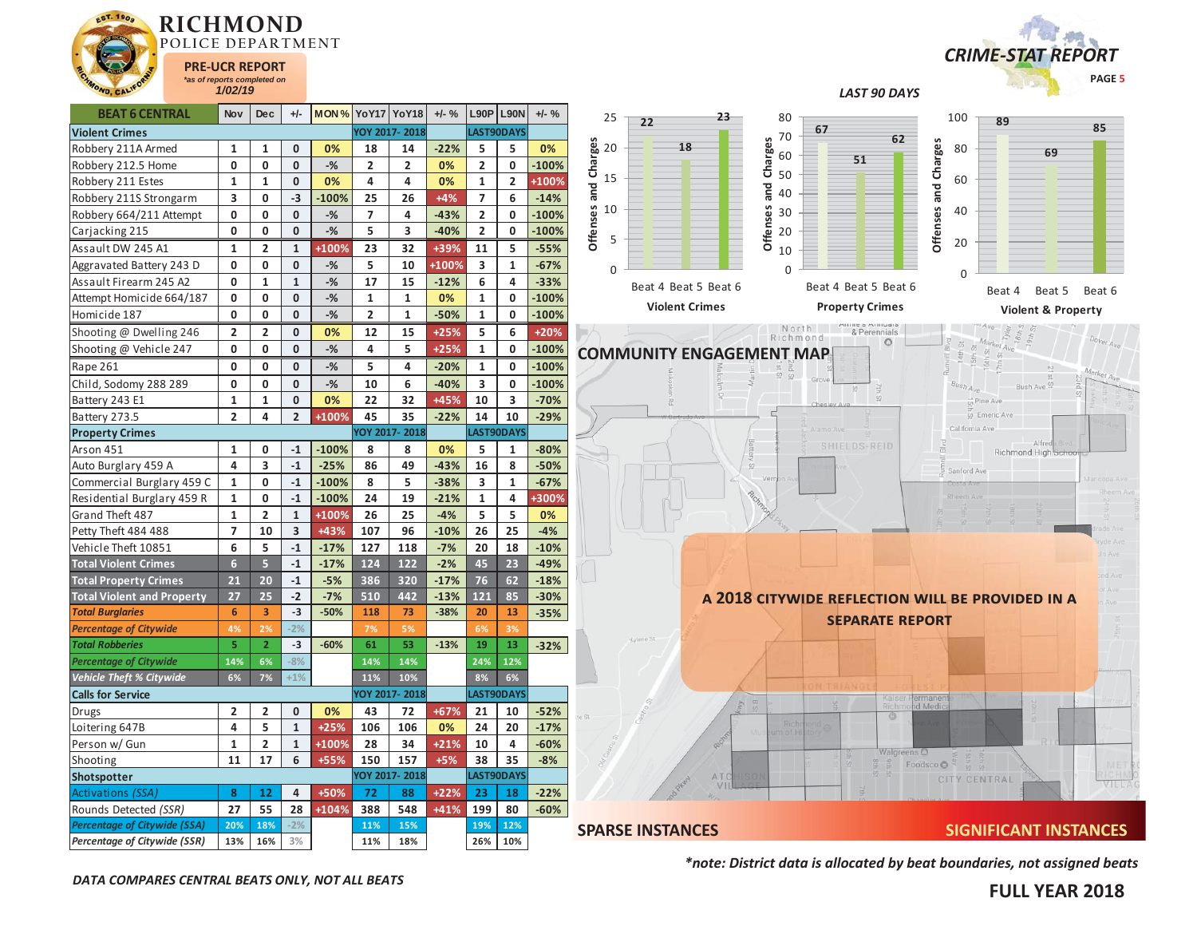# RICHMOND POLICE DEPARTMENT

**PRE-UCR REPORT**
*as of reports completed on*
1/02/19

## CRIME-STAT REPORT

**BEAT 6 CENTRAL**

| BEAT 6 CENTRAL | Nov | Dec | +/- | MON % | YoY17 | YoY18 | +/- % | L90P | L90N | +/- % |
|---|---|---|---|---|---|---|---|---|---|---|
| **Violent Crimes** | | | | | YOY 2017- 2018 | | | LAST90DAYS | | |
| Robbery 211A Armed | 1 | 1 | 0 | 0% | 18 | 14 | -22% | 5 | 5 | 0% |
| Robbery 212.5 Home | 0 | 0 | 0 | -% | 2 | 2 | 0% | 2 | 0 | -100% |
| Robbery 211 Estes | 1 | 1 | 0 | 0% | 4 | 4 | 0% | 1 | 2 | +100% |
| Robbery 211S Strongarm | 3 | 0 | -3 | -100% | 25 | 26 | +4% | 7 | 6 | -14% |
| Robbery 664/211 Attempt | 0 | 0 | 0 | -% | 7 | 4 | -43% | 2 | 0 | -100% |
| Carjacking 215 | 0 | 0 | 0 | -% | 5 | 3 | -40% | 2 | 0 | -100% |
| Assault DW 245 A1 | 1 | 2 | 1 | +100% | 23 | 32 | +39% | 11 | 5 | -55% |
| Aggravated Battery 243 D | 0 | 0 | 0 | -% | 5 | 10 | +100% | 3 | 1 | -67% |
| Assault Firearm 245 A2 | 0 | 1 | 1 | -% | 17 | 15 | -12% | 6 | 4 | -33% |
| Attempt Homicide 664/187 | 0 | 0 | 0 | -% | 1 | 1 | 0% | 1 | 0 | -100% |
| Homicide 187 | 0 | 0 | 0 | -% | 2 | 1 | -50% | 1 | 0 | -100% |
| Shooting @ Dwelling 246 | 2 | 2 | 0 | 0% | 12 | 15 | +25% | 5 | 6 | +20% |
| Shooting @ Vehicle 247 | 0 | 0 | 0 | -% | 4 | 5 | +25% | 1 | 0 | -100% |
| Rape 261 | 0 | 0 | 0 | -% | 5 | 4 | -20% | 1 | 0 | -100% |
| Child, Sodomy 288 289 | 0 | 0 | 0 | -% | 10 | 6 | -40% | 3 | 0 | -100% |
| Battery 243 E1 | 1 | 1 | 0 | 0% | 22 | 32 | +45% | 10 | 3 | -70% |
| Battery 273.5 | 2 | 4 | 2 | +100% | 45 | 35 | -22% | 14 | 10 | -29% |
| **Property Crimes** | | | | | YOY 2017- 2018 | | | LAST90DAYS | | |
| Arson 451 | 1 | 0 | -1 | -100% | 8 | 8 | 0% | 5 | 1 | -80% |
| Auto Burglary 459 A | 4 | 3 | -1 | -25% | 86 | 49 | -43% | 16 | 8 | -50% |
| Commercial Burglary 459 C | 1 | 0 | -1 | -100% | 8 | 5 | -38% | 3 | 1 | -67% |
| Residential Burglary 459 R | 1 | 0 | -1 | -100% | 24 | 19 | -21% | 1 | 4 | +300% |
| Grand Theft 487 | 1 | 2 | 1 | +100% | 26 | 25 | -4% | 5 | 5 | 0% |
| Petty Theft 484 488 | 7 | 10 | 3 | +43% | 107 | 96 | -10% | 26 | 25 | -4% |
| Vehicle Theft 10851 | 6 | 5 | -1 | -17% | 127 | 118 | -7% | 20 | 18 | -10% |
| **Total Violent Crimes** | 6 | 5 | -1 | -17% | 124 | 122 | -2% | 45 | 23 | -49% |
| **Total Property Crimes** | 21 | 20 | -1 | -5% | 386 | 320 | -17% | 76 | 62 | -18% |
| **Total Violent and Property** | 27 | 25 | -2 | -7% | 510 | 442 | -13% | 121 | 85 | -30% |
| ***Total Burglaries*** | 6 | 3 | -3 | -50% | 118 | 73 | -38% | 20 | 13 | -35% |
| *Percentage of Citywide* | 4% | 2% | -2% | | 7% | 5% | | 6% | 3% | |
| ***Total Robberies*** | 5 | 2 | -3 | -60% | 61 | 53 | -13% | 19 | 13 | -32% |
| *Percentage of Citywide* | 14% | 6% | -8% | | 14% | 14% | | 24% | 12% | |
| *Vehicle Theft % Citywide* | 6% | 7% | +1% | | 11% | 10% | | 8% | 6% | |
| **Calls for Service** | | | | | YOY 2017- 2018 | | | LAST90DAYS | | |
| Drugs | 2 | 2 | 0 | 0% | 43 | 72 | +67% | 21 | 10 | -52% |
| Loitering 647B | 4 | 5 | 1 | +25% | 106 | 106 | 0% | 24 | 20 | -17% |
| Person w/ Gun | 1 | 2 | 1 | +100% | 28 | 34 | +21% | 10 | 4 | -60% |
| Shooting | 11 | 17 | 6 | +55% | 150 | 157 | +5% | 38 | 35 | -8% |
| **Shotspotter** | | | | | YOY 2017- 2018 | | | LAST90DAYS | | |
| *Activations (SSA)* | 8 | 12 | 4 | +50% | 72 | 88 | +22% | 23 | 18 | -22% |
| *Rounds Detected (SSR)* | 27 | 55 | 28 | +104% | 388 | 548 | +41% | 199 | 80 | -60% |
| *Percentage of Citywide (SSA)* | 20% | 18% | -2% | | 11% | 15% | | 19% | 12% | |
| *Percentage of Citywide (SSR)* | 13% | 16% | 3% | | 11% | 18% | | 26% | 10% | |

*DATA COMPARES CENTRAL BEATS ONLY, NOT ALL BEATS*

### LAST 90 DAYS

Offenses and Charges

| | Beat 4 | Beat 5 | Beat 6 |
|---|---|---|---|
| Violent Crimes | 22 | 18 | 23 |
| Property Crimes | 67 | 51 | 62 |
| Violent & Property | 89 | 69 | 85 |

### COMMUNITY ENGAGEMENT MAP

A 2018 CITYWIDE REFLECTION WILL BE PROVIDED IN A SEPARATE REPORT

SPARSE INSTANCES — SIGNIFICANT INSTANCES

*\*note: District data is allocated by beat boundaries, not assigned beats*

**FULL YEAR 2018**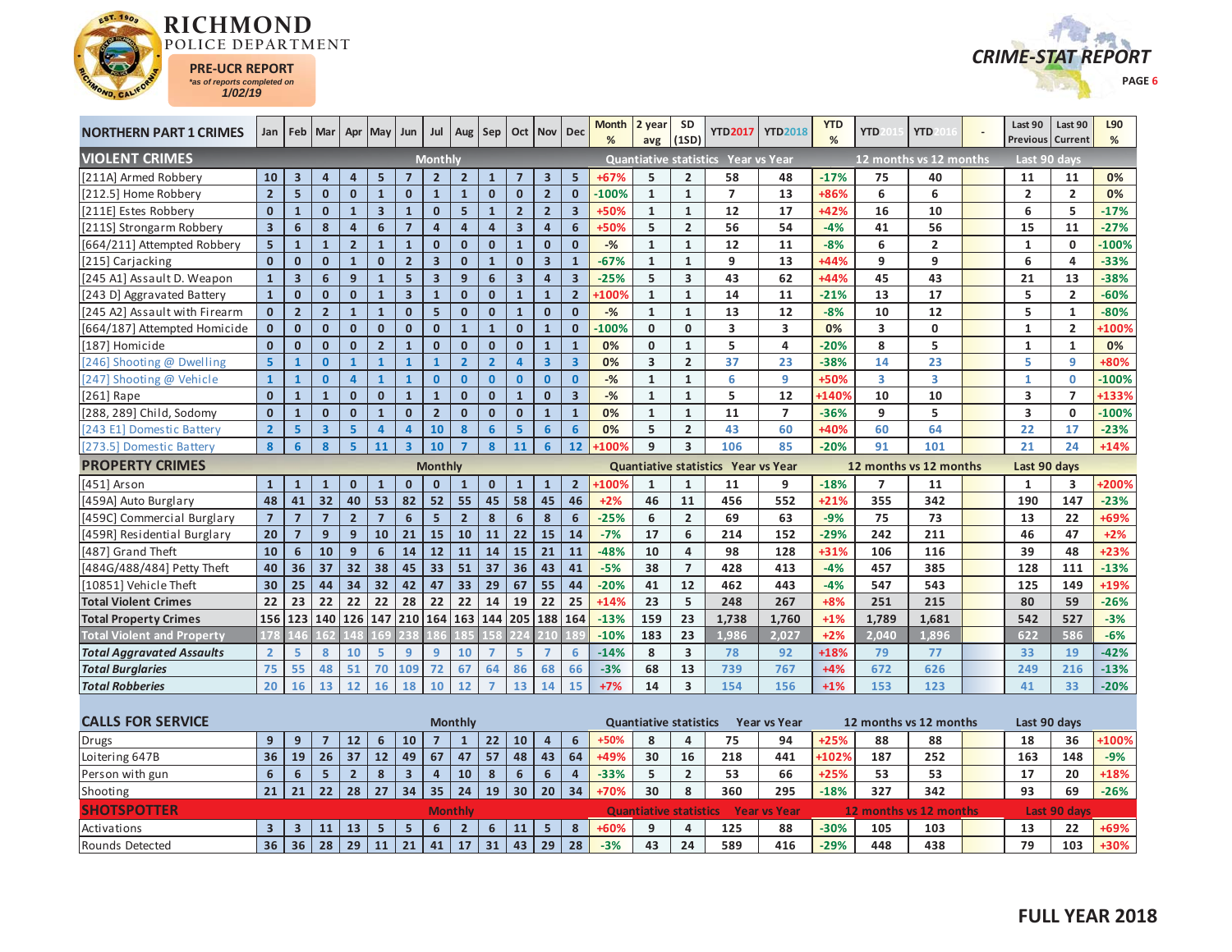# RICHMOND POLICE DEPARTMENT

**PRE-UCR REPORT**
*as of reports completed on*
**1/02/19**

## CRIME-STAT REPORT

| NORTHERN PART 1 CRIMES | Jan | Feb | Mar | Apr | May | Jun | Jul | Aug | Sep | Oct | Nov | Dec | Month % | 2 year avg | SD (1SD) | YTD2017 | YTD2018 | YTD % | YTD 2015 | YTD 2016 | - | Last 90 Previous | Last 90 Current | L90 % |
|---|---|---|---|---|---|---|---|---|---|---|---|---|---|---|---|---|---|---|---|---|---|---|---|---|
| **VIOLENT CRIMES** | Monthly | | | | | | | | | | | | Quantiative statistics | | | Year vs Year | | | 12 months vs 12 months | | | Last 90 days | | |
| [211A] Armed Robbery | 10 | 3 | 4 | 4 | 5 | 7 | 2 | 2 | 1 | 7 | 3 | 5 | +67% | 5 | 2 | 58 | 48 | -17% | 75 | 40 | | 11 | 11 | 0% |
| [212.5] Home Robbery | 2 | 5 | 0 | 0 | 1 | 0 | 1 | 1 | 0 | 0 | 2 | 0 | -100% | 1 | 1 | 7 | 13 | +86% | 6 | 6 | | 2 | 2 | 0% |
| [211E] Estes Robbery | 0 | 1 | 0 | 1 | 3 | 1 | 0 | 5 | 1 | 2 | 2 | 3 | +50% | 1 | 1 | 12 | 17 | +42% | 16 | 10 | | 6 | 5 | -17% |
| [211S] Strongarm Robbery | 3 | 6 | 8 | 4 | 6 | 7 | 4 | 4 | 4 | 3 | 4 | 6 | +50% | 5 | 2 | 56 | 54 | -4% | 41 | 56 | | 15 | 11 | -27% |
| [664/211] Attempted Robbery | 5 | 1 | 1 | 2 | 1 | 1 | 0 | 0 | 0 | 1 | 0 | 0 | -% | 1 | 1 | 12 | 11 | -8% | 6 | 2 | | 1 | 0 | -100% |
| [215] Carjacking | 0 | 0 | 0 | 1 | 0 | 2 | 3 | 0 | 1 | 0 | 3 | 1 | -67% | 1 | 1 | 9 | 13 | +44% | 9 | 9 | | 6 | 4 | -33% |
| [245 A1] Assault D. Weapon | 1 | 3 | 6 | 9 | 1 | 5 | 3 | 9 | 6 | 3 | 4 | 3 | -25% | 5 | 3 | 43 | 62 | +44% | 45 | 43 | | 21 | 13 | -38% |
| [243 D] Aggravated Battery | 1 | 0 | 0 | 0 | 1 | 3 | 1 | 0 | 0 | 1 | 1 | 2 | +100% | 1 | 1 | 14 | 11 | -21% | 13 | 17 | | 5 | 2 | -60% |
| [245 A2] Assault with Firearm | 0 | 2 | 2 | 1 | 1 | 0 | 5 | 0 | 0 | 1 | 0 | 0 | -% | 1 | 1 | 13 | 12 | -8% | 10 | 12 | | 5 | 1 | -80% |
| [664/187] Attempted Homicide | 0 | 0 | 0 | 0 | 0 | 0 | 0 | 1 | 1 | 0 | 1 | 0 | -100% | 0 | 0 | 3 | 3 | 0% | 3 | 0 | | 1 | 2 | +100% |
| [187] Homicide | 0 | 0 | 0 | 0 | 2 | 1 | 0 | 0 | 0 | 0 | 1 | 1 | 0% | 0 | 1 | 5 | 4 | -20% | 8 | 5 | | 1 | 1 | 0% |
| [246] Shooting @ Dwelling | 5 | 1 | 0 | 1 | 1 | 1 | 1 | 2 | 2 | 4 | 3 | 3 | 0% | 3 | 2 | 37 | 23 | -38% | 14 | 23 | | 5 | 9 | +80% |
| [247] Shooting @ Vehicle | 1 | 1 | 0 | 4 | 1 | 1 | 0 | 0 | 0 | 0 | 0 | 0 | -% | 1 | 1 | 6 | 9 | +50% | 3 | 3 | | 1 | 0 | -100% |
| [261] Rape | 0 | 1 | 1 | 0 | 0 | 1 | 1 | 0 | 0 | 1 | 0 | 3 | -% | 1 | 1 | 5 | 12 | +140% | 10 | 10 | | 3 | 7 | +133% |
| [288, 289] Child, Sodomy | 0 | 1 | 0 | 0 | 1 | 0 | 2 | 0 | 0 | 0 | 1 | 1 | 0% | 1 | 1 | 11 | 7 | -36% | 9 | 5 | | 3 | 0 | -100% |
| [243 E1] Domestic Battery | 2 | 5 | 3 | 5 | 4 | 4 | 10 | 8 | 6 | 5 | 6 | 6 | 0% | 5 | 2 | 43 | 60 | +40% | 60 | 64 | | 22 | 17 | -23% |
| [273.5] Domestic Battery | 8 | 6 | 8 | 5 | 11 | 3 | 10 | 7 | 8 | 11 | 6 | 12 | +100% | 9 | 3 | 106 | 85 | -20% | 91 | 101 | | 21 | 24 | +14% |
| **PROPERTY CRIMES** | Monthly | | | | | | | | | | | | Quantiative statistics | | | Year vs Year | | | 12 months vs 12 months | | | Last 90 days | | |
| [451] Arson | 1 | 1 | 1 | 0 | 1 | 0 | 0 | 1 | 0 | 1 | 1 | 2 | +100% | 1 | 1 | 11 | 9 | -18% | 7 | 11 | | 1 | 3 | +200% |
| [459A] Auto Burglary | 48 | 41 | 32 | 40 | 53 | 82 | 52 | 55 | 45 | 58 | 45 | 46 | +2% | 46 | 11 | 456 | 552 | +21% | 355 | 342 | | 190 | 147 | -23% |
| [459C] Commercial Burglary | 7 | 7 | 7 | 2 | 7 | 6 | 5 | 2 | 8 | 6 | 8 | 6 | -25% | 6 | 2 | 69 | 63 | -9% | 75 | 73 | | 13 | 22 | +69% |
| [459R] Residential Burglary | 20 | 7 | 9 | 9 | 10 | 21 | 15 | 10 | 11 | 22 | 15 | 14 | -7% | 17 | 6 | 214 | 152 | -29% | 242 | 211 | | 46 | 47 | +2% |
| [487] Grand Theft | 10 | 6 | 10 | 9 | 6 | 14 | 12 | 11 | 14 | 15 | 21 | 11 | -48% | 10 | 4 | 98 | 128 | +31% | 106 | 116 | | 39 | 48 | +23% |
| [484G/488/484] Petty Theft | 40 | 36 | 37 | 32 | 38 | 45 | 33 | 51 | 37 | 36 | 43 | 41 | -5% | 38 | 7 | 428 | 413 | -4% | 457 | 385 | | 128 | 111 | -13% |
| [10851] Vehicle Theft | 30 | 25 | 44 | 34 | 32 | 42 | 47 | 33 | 29 | 67 | 55 | 44 | -20% | 41 | 12 | 462 | 443 | -4% | 547 | 543 | | 125 | 149 | +19% |
| **Total Violent Crimes** | 22 | 23 | 22 | 22 | 22 | 28 | 22 | 22 | 14 | 19 | 22 | 25 | +14% | 23 | 5 | 248 | 267 | +8% | 251 | 215 | | 80 | 59 | -26% |
| **Total Property Crimes** | 156 | 123 | 140 | 126 | 147 | 210 | 164 | 163 | 144 | 205 | 188 | 164 | -13% | 159 | 23 | 1,738 | 1,760 | +1% | 1,789 | 1,681 | | 542 | 527 | -3% |
| **Total Violent and Property** | 178 | 146 | 162 | 148 | 169 | 238 | 186 | 185 | 158 | 224 | 210 | 189 | -10% | 183 | 23 | 1,986 | 2,027 | +2% | 2,040 | 1,896 | | 622 | 586 | -6% |
| ***Total Aggravated Assaults*** | 2 | 5 | 8 | 10 | 5 | 9 | 9 | 10 | 7 | 5 | 7 | 6 | -14% | 8 | 3 | 78 | 92 | +18% | 79 | 77 | | 33 | 19 | -42% |
| ***Total Burglaries*** | 75 | 55 | 48 | 51 | 70 | 109 | 72 | 67 | 64 | 86 | 68 | 66 | -3% | 68 | 13 | 739 | 767 | +4% | 672 | 626 | | 249 | 216 | -13% |
| ***Total Robberies*** | 20 | 16 | 13 | 12 | 16 | 18 | 10 | 12 | 7 | 13 | 14 | 15 | +7% | 14 | 3 | 154 | 156 | +1% | 153 | 123 | | 41 | 33 | -20% |
| **CALLS FOR SERVICE** | Monthly | | | | | | | | | | | | Quantiative statistics | | | Year vs Year | | | 12 months vs 12 months | | | Last 90 days | | |
| Drugs | 9 | 9 | 7 | 12 | 6 | 10 | 7 | 1 | 22 | 10 | 4 | 6 | +50% | 8 | 4 | 75 | 94 | +25% | 88 | 88 | | 18 | 36 | +100% |
| Loitering 647B | 36 | 19 | 26 | 37 | 12 | 49 | 67 | 47 | 57 | 48 | 43 | 64 | +49% | 30 | 16 | 218 | 441 | +102% | 187 | 252 | | 163 | 148 | -9% |
| Person with gun | 6 | 6 | 5 | 2 | 8 | 3 | 4 | 10 | 8 | 6 | 6 | 4 | -33% | 5 | 2 | 53 | 66 | +25% | 53 | 53 | | 17 | 20 | +18% |
| Shooting | 21 | 21 | 22 | 28 | 27 | 34 | 35 | 24 | 19 | 30 | 20 | 34 | +70% | 30 | 8 | 360 | 295 | -18% | 327 | 342 | | 93 | 69 | -26% |
| **SHOTSPOTTER** | Monthly | | | | | | | | | | | | Quantiative statistics | | | Year vs Year | | | 12 months vs 12 months | | | Last 90 days | | |
| Activations | 3 | 3 | 11 | 13 | 5 | 5 | 6 | 2 | 6 | 11 | 5 | 8 | +60% | 9 | 4 | 125 | 88 | -30% | 105 | 103 | | 13 | 22 | +69% |
| Rounds Detected | 36 | 36 | 28 | 29 | 11 | 21 | 41 | 17 | 31 | 43 | 29 | 28 | -3% | 43 | 24 | 589 | 416 | -29% | 448 | 438 | | 79 | 103 | +30% |

**FULL YEAR 2018**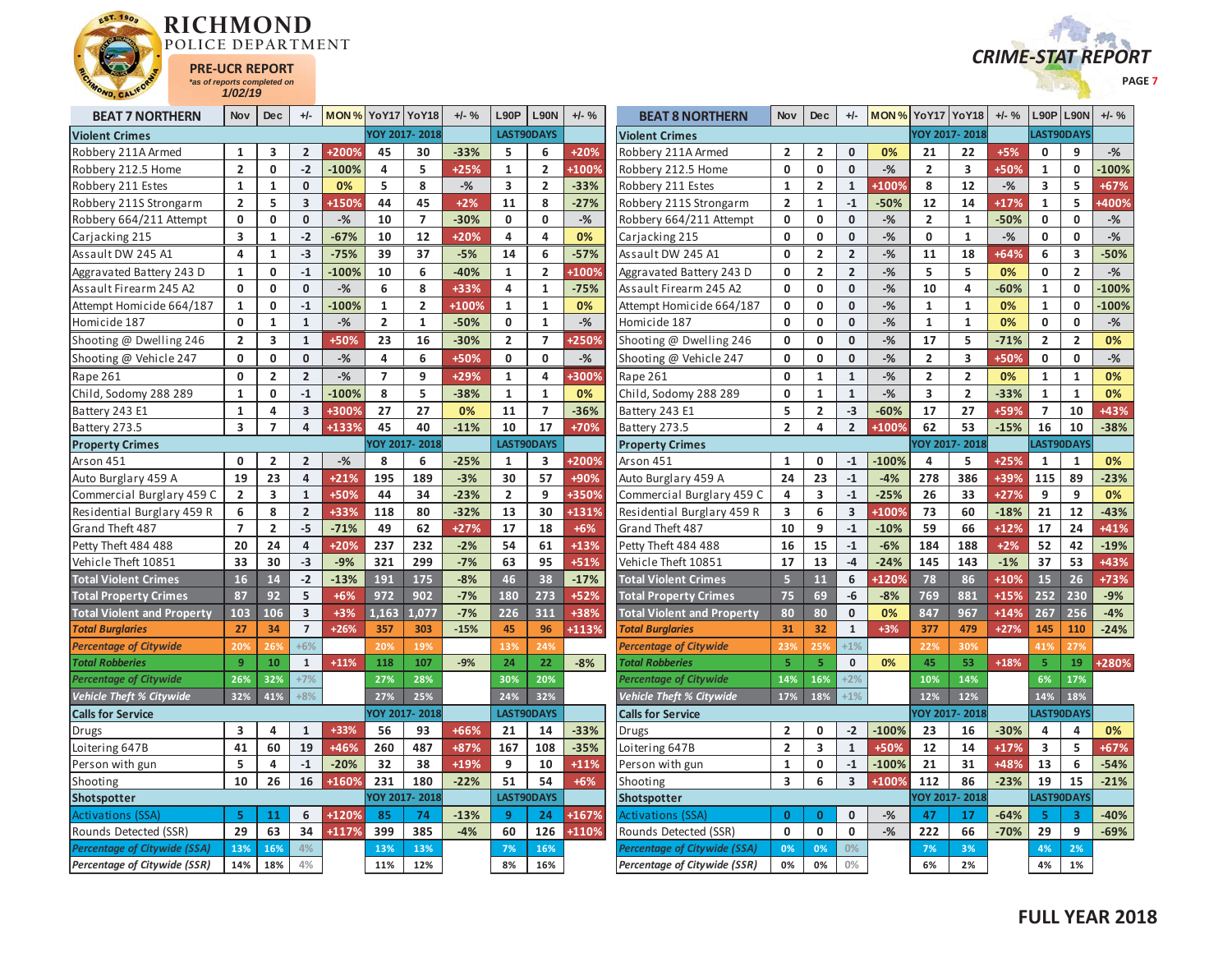# RICHMOND POLICE DEPARTMENT

**PRE-UCR REPORT**
*as of reports completed on 1/02/19*

**CRIME-STAT REPORT**

## BEAT 7 NORTHERN

| BEAT 7 NORTHERN | Nov | Dec | +/- | MON % | YoY17 | YoY18 | +/- % | L90P | L90N | +/- % |
|---|---|---|---|---|---|---|---|---|---|---|
| **Violent Crimes** | | | | | YOY 2017- 2018 | | | LAST90DAYS | | |
| Robbery 211A Armed | 1 | 3 | 2 | +200% | 45 | 30 | -33% | 5 | 6 | +20% |
| Robbery 212.5 Home | 2 | 0 | -2 | -100% | 4 | 5 | +25% | 1 | 2 | +100% |
| Robbery 211 Estes | 1 | 1 | 0 | 0% | 5 | 8 | -% | 3 | 2 | -33% |
| Robbery 211S Strongarm | 2 | 5 | 3 | +150% | 44 | 45 | +2% | 11 | 8 | -27% |
| Robbery 664/211 Attempt | 0 | 0 | 0 | -% | 10 | 7 | -30% | 0 | 0 | -% |
| Carjacking 215 | 3 | 1 | -2 | -67% | 10 | 12 | +20% | 4 | 4 | 0% |
| Assault DW 245 A1 | 4 | 1 | -3 | -75% | 39 | 37 | -5% | 14 | 6 | -57% |
| Aggravated Battery 243 D | 1 | 0 | -1 | -100% | 10 | 6 | -40% | 1 | 2 | +100% |
| Assault Firearm 245 A2 | 0 | 0 | 0 | -% | 6 | 8 | +33% | 4 | 1 | -75% |
| Attempt Homicide 664/187 | 1 | 0 | -1 | -100% | 1 | 2 | +100% | 1 | 1 | 0% |
| Homicide 187 | 0 | 1 | 1 | -% | 2 | 1 | -50% | 0 | 1 | -% |
| Shooting @ Dwelling 246 | 2 | 3 | 1 | +50% | 23 | 16 | -30% | 2 | 7 | +250% |
| Shooting @ Vehicle 247 | 0 | 0 | 0 | -% | 4 | 6 | +50% | 0 | 0 | -% |
| Rape 261 | 0 | 2 | 2 | -% | 7 | 9 | +29% | 1 | 4 | +300% |
| Child, Sodomy 288 289 | 1 | 0 | -1 | -100% | 8 | 5 | -38% | 1 | 1 | 0% |
| Battery 243 E1 | 1 | 4 | 3 | +300% | 27 | 27 | 0% | 11 | 7 | -36% |
| Battery 273.5 | 3 | 7 | 4 | +133% | 45 | 40 | -11% | 10 | 17 | +70% |
| **Property Crimes** | | | | | YOY 2017- 2018 | | | LAST90DAYS | | |
| Arson 451 | 0 | 2 | 2 | -% | 8 | 6 | -25% | 1 | 3 | +200% |
| Auto Burglary 459 A | 19 | 23 | 4 | +21% | 195 | 189 | -3% | 30 | 57 | +90% |
| Commercial Burglary 459 C | 2 | 3 | 1 | +50% | 44 | 34 | -23% | 2 | 9 | +350% |
| Residential Burglary 459 R | 6 | 8 | 2 | +33% | 118 | 80 | -32% | 13 | 30 | +131% |
| Grand Theft 487 | 7 | 2 | -5 | -71% | 49 | 62 | +27% | 17 | 18 | +6% |
| Petty Theft 484 488 | 20 | 24 | 4 | +20% | 237 | 232 | -2% | 54 | 61 | +13% |
| Vehicle Theft 10851 | 33 | 30 | -3 | -9% | 321 | 299 | -7% | 63 | 95 | +51% |
| **Total Violent Crimes** | 16 | 14 | -2 | -13% | 191 | 175 | -8% | 46 | 38 | -17% |
| **Total Property Crimes** | 87 | 92 | 5 | +6% | 972 | 902 | -7% | 180 | 273 | +52% |
| **Total Violent and Property** | 103 | 106 | 3 | +3% | 1,163 | 1,077 | -7% | 226 | 311 | +38% |
| ***Total Burglaries*** | 27 | 34 | 7 | +26% | 357 | 303 | -15% | 45 | 96 | +113% |
| *Percentage of Citywide* | 20% | 26% | +6% | | 20% | 19% | | 13% | 24% | |
| ***Total Robberies*** | 9 | 10 | 1 | +11% | 118 | 107 | -9% | 24 | 22 | -8% |
| *Percentage of Citywide* | 26% | 32% | +7% | | 27% | 28% | | 30% | 20% | |
| *Vehicle Theft % Citywide* | 32% | 41% | +8% | | 27% | 32% | | 24% | 32% | |
| **Calls for Service** | | | | | YOY 2017- 2018 | | | LAST90DAYS | | |
| Drugs | 3 | 4 | 1 | +33% | 56 | 93 | +66% | 21 | 14 | -33% |
| Loitering 647B | 41 | 60 | 19 | +46% | 260 | 487 | +87% | 167 | 108 | -35% |
| Person with gun | 5 | 4 | -1 | -20% | 32 | 38 | +19% | 9 | 10 | +11% |
| Shooting | 10 | 26 | 16 | +160% | 231 | 180 | -22% | 51 | 54 | +6% |
| **Shotspotter** | | | | | YOY 2017- 2018 | | | LAST90DAYS | | |
| Activations (SSA) | 5 | 11 | 6 | +120% | 85 | 74 | -13% | 9 | 24 | +167% |
| Rounds Detected (SSR) | 29 | 63 | 34 | +117% | 399 | 385 | -4% | 60 | 126 | +110% |
| *Percentage of Citywide (SSA)* | 13% | 16% | 4% | | 13% | 13% | | 7% | 16% | |
| *Percentage of Citywide (SSR)* | 14% | 18% | 4% | | 11% | 12% | | 8% | 16% | |

## BEAT 8 NORTHERN

| BEAT 8 NORTHERN | Nov | Dec | +/- | MON % | YoY17 | YoY18 | +/- % | L90P | L90N | +/- % |
|---|---|---|---|---|---|---|---|---|---|---|
| **Violent Crimes** | | | | | YOY 2017- 2018 | | | LAST90DAYS | | |
| Robbery 211A Armed | 2 | 2 | 0 | 0% | 21 | 22 | +5% | 0 | 9 | -% |
| Robbery 212.5 Home | 0 | 0 | 0 | -% | 2 | 3 | +50% | 1 | 0 | -100% |
| Robbery 211 Estes | 1 | 2 | 1 | +100% | 8 | 12 | -% | 3 | 5 | +67% |
| Robbery 211S Strongarm | 2 | 1 | -1 | -50% | 12 | 14 | +17% | 1 | 5 | +400% |
| Robbery 664/211 Attempt | 0 | 0 | 0 | -% | 2 | 1 | -50% | 0 | 0 | -% |
| Carjacking 215 | 0 | 0 | 0 | -% | 0 | 1 | -% | 0 | 0 | -% |
| Assault DW 245 A1 | 0 | 2 | 2 | -% | 11 | 18 | +64% | 6 | 3 | -50% |
| Aggravated Battery 243 D | 0 | 2 | 2 | -% | 5 | 5 | 0% | 0 | 2 | -% |
| Assault Firearm 245 A2 | 0 | 0 | 0 | -% | 10 | 4 | -60% | 1 | 0 | -100% |
| Attempt Homicide 664/187 | 0 | 0 | 0 | -% | 1 | 1 | 0% | 1 | 0 | -100% |
| Homicide 187 | 0 | 0 | 0 | -% | 1 | 1 | 0% | 0 | 0 | -% |
| Shooting @ Dwelling 246 | 0 | 0 | 0 | -% | 17 | 5 | -71% | 2 | 2 | 0% |
| Shooting @ Vehicle 247 | 0 | 0 | 0 | -% | 2 | 3 | +50% | 0 | 0 | -% |
| Rape 261 | 0 | 1 | 1 | -% | 2 | 2 | 0% | 1 | 1 | 0% |
| Child, Sodomy 288 289 | 0 | 1 | 1 | -% | 3 | 2 | -33% | 1 | 1 | 0% |
| Battery 243 E1 | 5 | 2 | -3 | -60% | 17 | 27 | +59% | 7 | 10 | +43% |
| Battery 273.5 | 2 | 4 | 2 | +100% | 62 | 53 | -15% | 16 | 10 | -38% |
| **Property Crimes** | | | | | YOY 2017- 2018 | | | LAST90DAYS | | |
| Arson 451 | 1 | 0 | -1 | -100% | 4 | 5 | +25% | 1 | 1 | 0% |
| Auto Burglary 459 A | 24 | 23 | -1 | -4% | 278 | 386 | +39% | 115 | 89 | -23% |
| Commercial Burglary 459 C | 4 | 3 | -1 | -25% | 26 | 33 | +27% | 9 | 9 | 0% |
| Residential Burglary 459 R | 3 | 6 | 3 | +100% | 73 | 60 | -18% | 21 | 12 | -43% |
| Grand Theft 487 | 10 | 9 | -1 | -10% | 59 | 66 | +12% | 17 | 24 | +41% |
| Petty Theft 484 488 | 16 | 15 | -1 | -6% | 184 | 188 | +2% | 52 | 42 | -19% |
| Vehicle Theft 10851 | 17 | 13 | -4 | -24% | 145 | 143 | -1% | 37 | 53 | +43% |
| **Total Violent Crimes** | 5 | 11 | 6 | +120% | 78 | 86 | +10% | 15 | 26 | +73% |
| **Total Property Crimes** | 75 | 69 | -6 | -8% | 769 | 881 | +15% | 252 | 230 | -9% |
| **Total Violent and Property** | 80 | 80 | 0 | 0% | 847 | 967 | +14% | 267 | 256 | -4% |
| ***Total Burglaries*** | 31 | 32 | 1 | +3% | 377 | 479 | +27% | 145 | 110 | -24% |
| *Percentage of Citywide* | 23% | 25% | +1% | | 22% | 30% | | 41% | 27% | |
| ***Total Robberies*** | 5 | 5 | 0 | 0% | 45 | 53 | +18% | 5 | 19 | +280% |
| *Percentage of Citywide* | 14% | 16% | +2% | | 10% | 14% | | 6% | 17% | |
| *Vehicle Theft % Citywide* | 17% | 18% | +1% | | 12% | 12% | | 14% | 18% | |
| **Calls for Service** | | | | | YOY 2017- 2018 | | | LAST90DAYS | | |
| Drugs | 2 | 0 | -2 | -100% | 23 | 16 | -30% | 4 | 4 | 0% |
| Loitering 647B | 2 | 3 | 1 | +50% | 12 | 14 | +17% | 3 | 5 | +67% |
| Person with gun | 1 | 0 | -1 | -100% | 21 | 31 | +48% | 13 | 6 | -54% |
| Shooting | 3 | 6 | 3 | +100% | 112 | 86 | -23% | 19 | 15 | -21% |
| **Shotspotter** | | | | | YOY 2017- 2018 | | | LAST90DAYS | | |
| Activations (SSA) | 0 | 0 | 0 | -% | 47 | 17 | -64% | 5 | 3 | -40% |
| Rounds Detected (SSR) | 0 | 0 | 0 | -% | 222 | 66 | -70% | 29 | 9 | -69% |
| *Percentage of Citywide (SSA)* | 0% | 0% | 0% | | 7% | 3% | | 4% | 2% | |
| *Percentage of Citywide (SSR)* | 0% | 0% | 0% | | 6% | 2% | | 4% | 1% | |

**FULL YEAR 2018**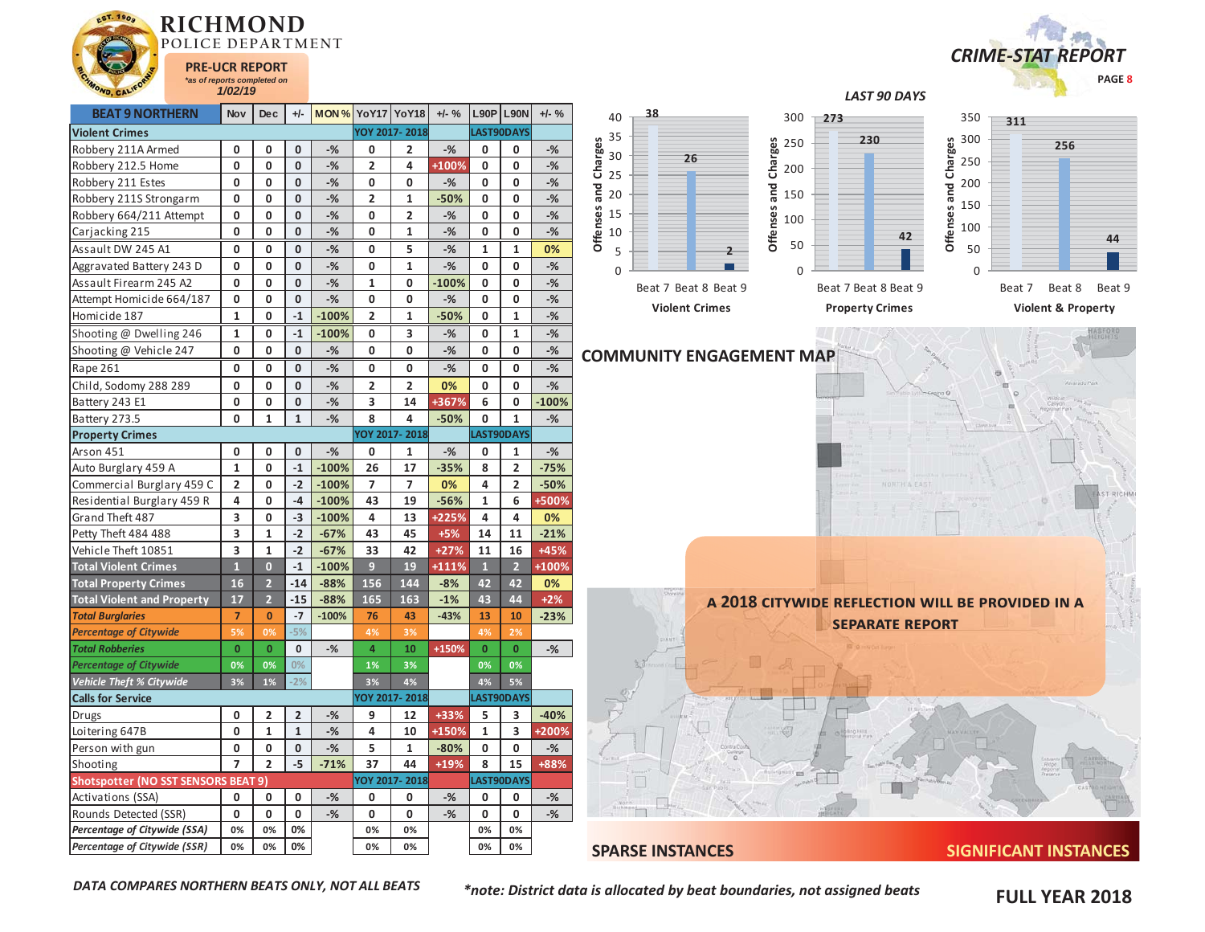# RICHMOND POLICE DEPARTMENT

**PRE-UCR REPORT**
*as of reports completed on 1/02/19*

**CRIME-STAT REPORT**

| BEAT 9 NORTHERN | Nov | Dec | +/- | MON % | YoY17 | YoY18 | +/- % | L90P | L90N | +/- % |
|---|---|---|---|---|---|---|---|---|---|---|
| **Violent Crimes** | | | | | YOY 2017- 2018 | | | LAST90DAYS | | |
| Robbery 211A Armed | 0 | 0 | 0 | -% | 0 | 2 | -% | 0 | 0 | -% |
| Robbery 212.5 Home | 0 | 0 | 0 | -% | 2 | 4 | +100% | 0 | 0 | -% |
| Robbery 211 Estes | 0 | 0 | 0 | -% | 0 | 0 | -% | 0 | 0 | -% |
| Robbery 211S Strongarm | 0 | 0 | 0 | -% | 2 | 1 | -50% | 0 | 0 | -% |
| Robbery 664/211 Attempt | 0 | 0 | 0 | -% | 0 | 2 | -% | 0 | 0 | -% |
| Carjacking 215 | 0 | 0 | 0 | -% | 0 | 1 | -% | 0 | 0 | -% |
| Assault DW 245 A1 | 0 | 0 | 0 | -% | 0 | 5 | -% | 1 | 1 | 0% |
| Aggravated Battery 243 D | 0 | 0 | 0 | -% | 0 | 1 | -% | 0 | 0 | -% |
| Assault Firearm 245 A2 | 0 | 0 | 0 | -% | 1 | 0 | -100% | 0 | 0 | -% |
| Attempt Homicide 664/187 | 0 | 0 | 0 | -% | 0 | 0 | -% | 0 | 0 | -% |
| Homicide 187 | 1 | 0 | -1 | -100% | 2 | 1 | -50% | 0 | 1 | -% |
| Shooting @ Dwelling 246 | 1 | 0 | -1 | -100% | 0 | 3 | -% | 0 | 1 | -% |
| Shooting @ Vehicle 247 | 0 | 0 | 0 | -% | 0 | 0 | -% | 0 | 0 | -% |
| Rape 261 | 0 | 0 | 0 | -% | 0 | 0 | -% | 0 | 0 | -% |
| Child, Sodomy 288 289 | 0 | 0 | 0 | -% | 2 | 2 | 0% | 0 | 0 | -% |
| Battery 243 E1 | 0 | 0 | 0 | -% | 3 | 14 | +367% | 6 | 0 | -100% |
| Battery 273.5 | 0 | 1 | 1 | -% | 8 | 4 | -50% | 0 | 1 | -% |
| **Property Crimes** | | | | | YOY 2017- 2018 | | | LAST90DAYS | | |
| Arson 451 | 0 | 0 | 0 | -% | 0 | 1 | -% | 0 | 1 | -% |
| Auto Burglary 459 A | 1 | 0 | -1 | -100% | 26 | 17 | -35% | 8 | 2 | -75% |
| Commercial Burglary 459 C | 2 | 0 | -2 | -100% | 7 | 7 | 0% | 4 | 2 | -50% |
| Residential Burglary 459 R | 4 | 0 | -4 | -100% | 43 | 19 | -56% | 1 | 6 | +500% |
| Grand Theft 487 | 3 | 0 | -3 | -100% | 4 | 13 | +225% | 4 | 4 | 0% |
| Petty Theft 484 488 | 3 | 1 | -2 | -67% | 43 | 45 | +5% | 14 | 11 | -21% |
| Vehicle Theft 10851 | 3 | 1 | -2 | -67% | 33 | 42 | +27% | 11 | 16 | +45% |
| **Total Violent Crimes** | 1 | 0 | -1 | -100% | 9 | 19 | +111% | 1 | 2 | +100% |
| **Total Property Crimes** | 16 | 2 | -14 | -88% | 156 | 144 | -8% | 42 | 42 | 0% |
| **Total Violent and Property** | 17 | 2 | -15 | -88% | 165 | 163 | -1% | 43 | 44 | +2% |
| ***Total Burglaries*** | 7 | 0 | -7 | -100% | 76 | 43 | -43% | 13 | 10 | -23% |
| *Percentage of Citywide* | 5% | 0% | -5% | | 4% | 3% | | 4% | 2% | |
| ***Total Robberies*** | 0 | 0 | 0 | -% | 4 | 10 | +150% | 0 | 0 | -% |
| *Percentage of Citywide* | 0% | 0% | 0% | | 1% | 3% | | 0% | 0% | |
| *Vehicle Theft % Citywide* | 3% | 1% | -2% | | 3% | 4% | | 4% | 5% | |
| **Calls for Service** | | | | | YOY 2017- 2018 | | | LAST90DAYS | | |
| Drugs | 0 | 2 | 2 | -% | 9 | 12 | +33% | 5 | 3 | -40% |
| Loitering 647B | 0 | 1 | 1 | -% | 4 | 10 | +150% | 1 | 3 | +200% |
| Person with gun | 0 | 0 | 0 | -% | 5 | 1 | -80% | 0 | 0 | -% |
| Shooting | 7 | 2 | -5 | -71% | 37 | 44 | +19% | 8 | 15 | +88% |
| **Shotspotter (NO SST SENSORS BEAT 9)** | | | | | YOY 2017- 2018 | | | LAST90DAYS | | |
| Activations (SSA) | 0 | 0 | 0 | -% | 0 | 0 | -% | 0 | 0 | -% |
| Rounds Detected (SSR) | 0 | 0 | 0 | -% | 0 | 0 | -% | 0 | 0 | -% |
| *Percentage of Citywide (SSA)* | 0% | 0% | 0% | | 0% | 0% | | 0% | 0% | |
| *Percentage of Citywide (SSR)* | 0% | 0% | 0% | | 0% | 0% | | 0% | 0% | |

*DATA COMPARES NORTHERN BEATS ONLY, NOT ALL BEATS*

## LAST 90 DAYS

Offenses and Charges

| | Beat 7 | Beat 8 | Beat 9 |
|---|---|---|---|
| Violent Crimes | 38 | 26 | 2 |
| Property Crimes | 273 | 230 | 42 |
| Violent & Property | 311 | 256 | 44 |

## COMMUNITY ENGAGEMENT MAP

**A 2018 CITYWIDE REFLECTION WILL BE PROVIDED IN A SEPARATE REPORT**

SPARSE INSTANCES — SIGNIFICANT INSTANCES

*\*note: District data is allocated by beat boundaries, not assigned beats*

**FULL YEAR 2018**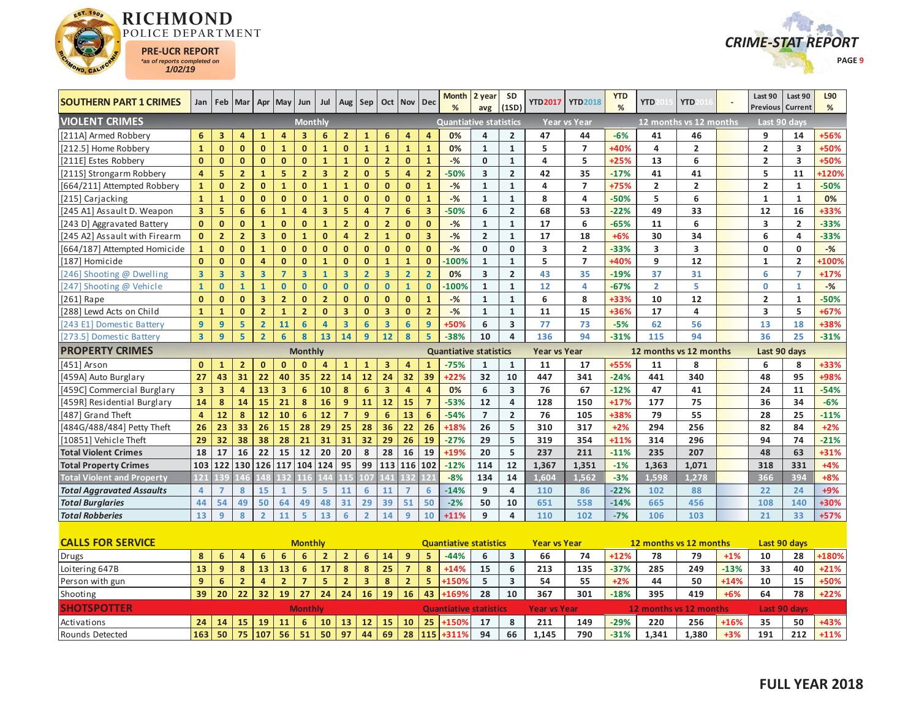# RICHMOND POLICE DEPARTMENT

**PRE-UCR REPORT**
*as of reports completed on 1/02/19*

**CRIME-STAT REPORT**

| SOUTHERN PART 1 CRIMES | Jan | Feb | Mar | Apr | May | Jun | Jul | Aug | Sep | Oct | Nov | Dec | Month % | 2 year avg | SD (1SD) | YTD2017 | YTD2018 | YTD % | YTD 2015 | YTD 2016 | - | Last 90 Previous | Last 90 Current | L90 % |
|---|---|---|---|---|---|---|---|---|---|---|---|---|---|---|---|---|---|---|---|---|---|---|---|---|
| **VIOLENT CRIMES** | | | | | | Monthly | | | | | | | Quantiative statistics | | | Year vs Year | | | 12 months vs 12 months | | | Last 90 days | | |
| [211A] Armed Robbery | 6 | 3 | 4 | 1 | 4 | 3 | 6 | 2 | 1 | 6 | 4 | 4 | 0% | 4 | 2 | 47 | 44 | -6% | 41 | 46 | | 9 | 14 | +56% |
| [212.5] Home Robbery | 1 | 0 | 0 | 0 | 1 | 0 | 1 | 0 | 1 | 1 | 1 | 1 | 0% | 1 | 1 | 5 | 7 | +40% | 4 | 2 | | 2 | 3 | +50% |
| [211E] Estes Robbery | 0 | 0 | 0 | 0 | 0 | 0 | 1 | 1 | 0 | 2 | 0 | 1 | -% | 0 | 1 | 4 | 5 | +25% | 13 | 6 | | 2 | 3 | +50% |
| [211S] Strongarm Robbery | 4 | 5 | 2 | 1 | 5 | 2 | 3 | 2 | 0 | 5 | 4 | 2 | -50% | 3 | 2 | 42 | 35 | -17% | 41 | 41 | | 5 | 11 | +120% |
| [664/211] Attempted Robbery | 1 | 0 | 2 | 0 | 1 | 0 | 1 | 1 | 0 | 0 | 0 | 1 | -% | 1 | 1 | 4 | 7 | +75% | 2 | 2 | | 2 | 1 | -50% |
| [215] Carjacking | 1 | 1 | 0 | 0 | 0 | 0 | 1 | 0 | 0 | 0 | 0 | 1 | -% | 1 | 1 | 8 | 4 | -50% | 5 | 6 | | 1 | 1 | 0% |
| [245 A1] Assault D. Weapon | 3 | 5 | 6 | 6 | 1 | 4 | 3 | 5 | 4 | 7 | 6 | 3 | -50% | 6 | 2 | 68 | 53 | -22% | 49 | 33 | | 12 | 16 | +33% |
| [243 D] Aggravated Battery | 0 | 0 | 0 | 1 | 0 | 0 | 1 | 2 | 0 | 2 | 0 | 0 | -% | 1 | 1 | 17 | 6 | -65% | 11 | 6 | | 3 | 2 | -33% |
| [245 A2] Assault with Firearm | 0 | 2 | 2 | 3 | 0 | 1 | 0 | 4 | 2 | 1 | 0 | 3 | -% | 2 | 1 | 17 | 18 | +6% | 30 | 34 | | 6 | 4 | -33% |
| [664/187] Attempted Homicide | 1 | 0 | 0 | 1 | 0 | 0 | 0 | 0 | 0 | 0 | 0 | 0 | -% | 0 | 0 | 3 | 2 | -33% | 3 | 3 | | 0 | 0 | -% |
| [187] Homicide | 0 | 0 | 0 | 4 | 0 | 0 | 1 | 0 | 0 | 1 | 1 | 0 | -100% | 1 | 1 | 5 | 7 | +40% | 9 | 12 | | 1 | 2 | +100% |
| [246] Shooting @ Dwelling | 3 | 3 | 3 | 3 | 7 | 3 | 1 | 3 | 2 | 3 | 2 | 2 | 0% | 3 | 2 | 43 | 35 | -19% | 37 | 31 | | 6 | 7 | +17% |
| [247] Shooting @ Vehicle | 1 | 0 | 1 | 1 | 0 | 0 | 0 | 0 | 0 | 0 | 1 | 0 | -100% | 1 | 1 | 12 | 4 | -67% | 2 | 5 | | 0 | 1 | -% |
| [261] Rape | 0 | 0 | 0 | 3 | 2 | 0 | 2 | 0 | 0 | 0 | 0 | 1 | -% | 1 | 1 | 6 | 8 | +33% | 10 | 12 | | 2 | 1 | -50% |
| [288] Lewd Acts on Child | 1 | 1 | 0 | 2 | 1 | 2 | 0 | 3 | 0 | 3 | 0 | 2 | -% | 1 | 1 | 11 | 15 | +36% | 17 | 4 | | 3 | 5 | +67% |
| [243 E1] Domestic Battery | 9 | 9 | 5 | 2 | 11 | 6 | 4 | 3 | 6 | 3 | 6 | 9 | +50% | 6 | 3 | 77 | 73 | -5% | 62 | 56 | | 13 | 18 | +38% |
| [273.5] Domestic Battery | 3 | 9 | 5 | 2 | 6 | 8 | 13 | 14 | 9 | 12 | 8 | 5 | -38% | 10 | 4 | 136 | 94 | -31% | 115 | 94 | | 36 | 25 | -31% |
| **PROPERTY CRIMES** | | | | | | Monthly | | | | | | | Quantiative statistics | | | Year vs Year | | | 12 months vs 12 months | | | Last 90 days | | |
| [451] Arson | 0 | 1 | 2 | 0 | 0 | 0 | 4 | 1 | 1 | 3 | 4 | 1 | -75% | 1 | 1 | 11 | 17 | +55% | 11 | 8 | | 6 | 8 | +33% |
| [459A] Auto Burglary | 27 | 43 | 31 | 22 | 40 | 35 | 22 | 14 | 12 | 24 | 32 | 39 | +22% | 32 | 10 | 447 | 341 | -24% | 441 | 340 | | 48 | 95 | +98% |
| [459C] Commercial Burglary | 3 | 3 | 4 | 13 | 3 | 6 | 10 | 8 | 6 | 3 | 4 | 4 | 0% | 6 | 3 | 76 | 67 | -12% | 47 | 41 | | 24 | 11 | -54% |
| [459R] Residential Burglary | 14 | 8 | 14 | 15 | 21 | 8 | 16 | 9 | 11 | 12 | 15 | 7 | -53% | 12 | 4 | 128 | 150 | +17% | 177 | 75 | | 36 | 34 | -6% |
| [487] Grand Theft | 4 | 12 | 8 | 12 | 10 | 6 | 12 | 7 | 9 | 6 | 13 | 6 | -54% | 7 | 2 | 76 | 105 | +38% | 79 | 55 | | 28 | 25 | -11% |
| [484G/488/484] Petty Theft | 26 | 23 | 33 | 26 | 15 | 28 | 29 | 25 | 28 | 36 | 22 | 26 | +18% | 26 | 5 | 310 | 317 | +2% | 294 | 256 | | 82 | 84 | +2% |
| [10851] Vehicle Theft | 29 | 32 | 38 | 38 | 28 | 21 | 31 | 31 | 32 | 29 | 26 | 19 | -27% | 29 | 5 | 319 | 354 | +11% | 314 | 296 | | 94 | 74 | -21% |
| **Total Violent Crimes** | 18 | 17 | 16 | 22 | 15 | 12 | 20 | 20 | 8 | 28 | 16 | 19 | +19% | 20 | 5 | 237 | 211 | -11% | 235 | 207 | | 48 | 63 | +31% |
| **Total Property Crimes** | 103 | 122 | 130 | 126 | 117 | 104 | 124 | 95 | 99 | 113 | 116 | 102 | -12% | 114 | 12 | 1,367 | 1,351 | -1% | 1,363 | 1,071 | | 318 | 331 | +4% |
| **Total Violent and Property** | 121 | 139 | 146 | 148 | 132 | 116 | 144 | 115 | 107 | 141 | 132 | 121 | -8% | 134 | 14 | 1,604 | 1,562 | -3% | 1,598 | 1,278 | | 366 | 394 | +8% |
| ***Total Aggravated Assaults*** | 4 | 7 | 8 | 15 | 1 | 5 | 5 | 11 | 6 | 11 | 7 | 6 | -14% | 9 | 4 | 110 | 86 | -22% | 102 | 88 | | 22 | 24 | +9% |
| ***Total Burglaries*** | 44 | 54 | 49 | 50 | 64 | 49 | 48 | 31 | 29 | 39 | 51 | 50 | -2% | 50 | 10 | 651 | 558 | -14% | 665 | 456 | | 108 | 140 | +30% |
| ***Total Robberies*** | 13 | 9 | 8 | 2 | 11 | 5 | 13 | 6 | 2 | 14 | 9 | 10 | +11% | 9 | 4 | 110 | 102 | -7% | 106 | 103 | | 21 | 33 | +57% |
| **CALLS FOR SERVICE** | | | | | | Monthly | | | | | | | Quantiative statistics | | | Year vs Year | | | 12 months vs 12 months | | | Last 90 days | | |
| Drugs | 8 | 6 | 4 | 6 | 6 | 6 | 2 | 2 | 6 | 14 | 9 | 5 | -44% | 6 | 3 | 66 | 74 | +12% | 78 | 79 | +1% | 10 | 28 | +180% |
| Loitering 647B | 13 | 9 | 8 | 13 | 13 | 6 | 17 | 8 | 8 | 25 | 7 | 8 | +14% | 15 | 6 | 213 | 135 | -37% | 285 | 249 | -13% | 33 | 40 | +21% |
| Person with gun | 9 | 6 | 2 | 4 | 2 | 7 | 5 | 2 | 3 | 8 | 2 | 5 | +150% | 5 | 3 | 54 | 55 | +2% | 44 | 50 | +14% | 10 | 15 | +50% |
| Shooting | 39 | 20 | 22 | 32 | 19 | 27 | 24 | 24 | 16 | 19 | 16 | 43 | +169% | 28 | 10 | 367 | 301 | -18% | 395 | 419 | +6% | 64 | 78 | +22% |
| **SHOTSPOTTER** | | | | | | Monthly | | | | | | | Quantiative statistics | | | Year vs Year | | | 12 months vs 12 months | | | Last 90 days | | |
| Activations | 24 | 14 | 15 | 19 | 11 | 6 | 10 | 13 | 12 | 15 | 10 | 25 | +150% | 17 | 8 | 211 | 149 | -29% | 220 | 256 | +16% | 35 | 50 | +43% |
| Rounds Detected | 163 | 50 | 75 | 107 | 56 | 51 | 50 | 97 | 44 | 69 | 28 | 115 | +311% | 94 | 66 | 1,145 | 790 | -31% | 1,341 | 1,380 | +3% | 191 | 212 | +11% |

**FULL YEAR 2018**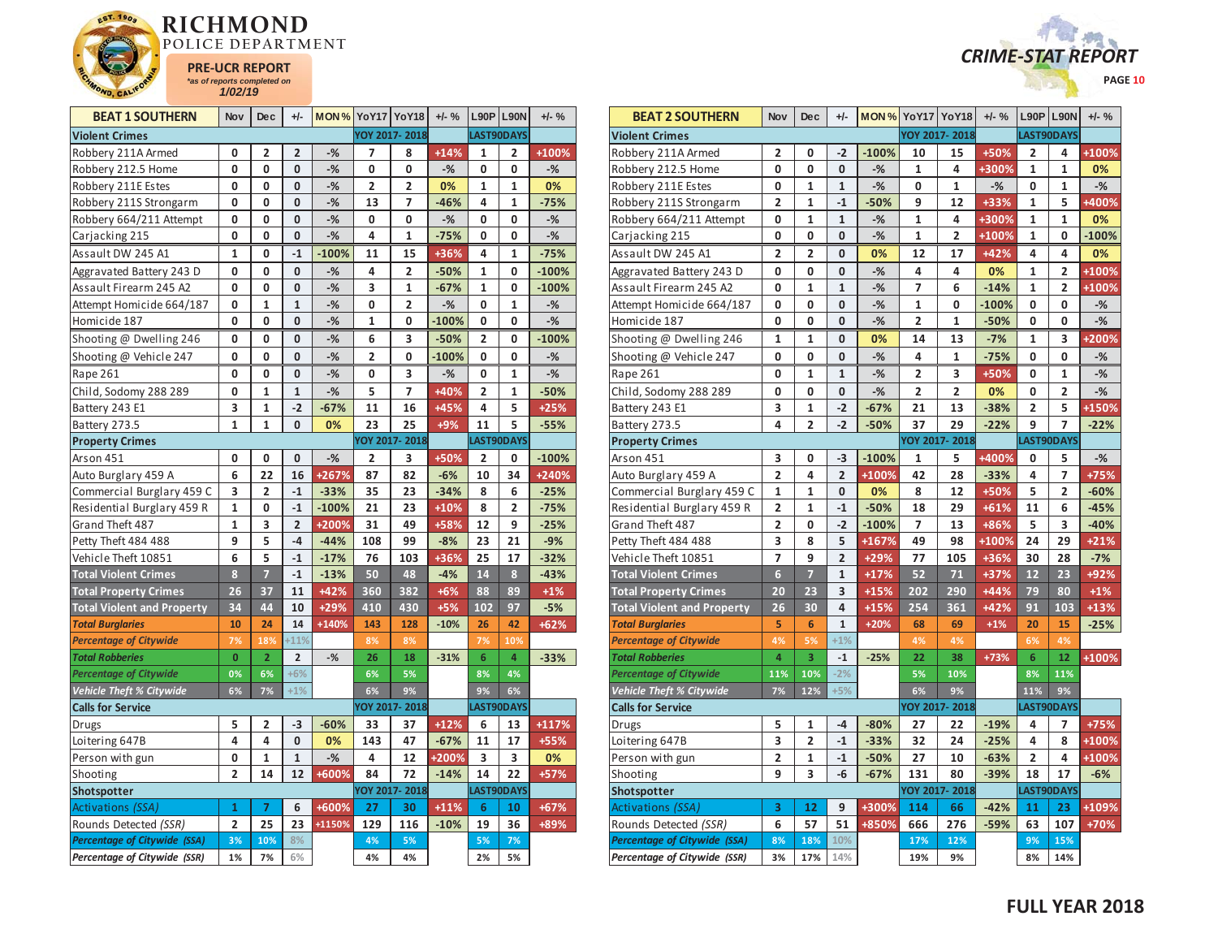# RICHMOND POLICE DEPARTMENT

**PRE-UCR REPORT**
*as of reports completed on*
**1/02/19**

**CRIME-STAT REPORT**

## BEAT 1 SOUTHERN

| BEAT 1 SOUTHERN | Nov | Dec | +/- | MON % | YoY17 | YoY18 | +/- % | L90P | L90N | +/- % |
|---|---|---|---|---|---|---|---|---|---|---|
| **Violent Crimes** | | | | | YOY 2017- 2018 | | | LAST90DAYS | | |
| Robbery 211A Armed | 0 | 2 | 2 | -% | 7 | 8 | +14% | 1 | 2 | +100% |
| Robbery 212.5 Home | 0 | 0 | 0 | -% | 0 | 0 | -% | 0 | 0 | -% |
| Robbery 211E Estes | 0 | 0 | 0 | -% | 2 | 2 | 0% | 1 | 1 | 0% |
| Robbery 211S Strongarm | 0 | 0 | 0 | -% | 13 | 7 | -46% | 4 | 1 | -75% |
| Robbery 664/211 Attempt | 0 | 0 | 0 | -% | 0 | 0 | -% | 0 | 0 | -% |
| Carjacking 215 | 0 | 0 | 0 | -% | 4 | 1 | -75% | 0 | 0 | -% |
| Assault DW 245 A1 | 1 | 0 | -1 | -100% | 11 | 15 | +36% | 4 | 1 | -75% |
| Aggravated Battery 243 D | 0 | 0 | 0 | -% | 4 | 2 | -50% | 1 | 0 | -100% |
| Assault Firearm 245 A2 | 0 | 0 | 0 | -% | 3 | 1 | -67% | 1 | 0 | -100% |
| Attempt Homicide 664/187 | 0 | 1 | 1 | -% | 0 | 2 | -% | 0 | 1 | -% |
| Homicide 187 | 0 | 0 | 0 | -% | 1 | 0 | -100% | 0 | 0 | -% |
| Shooting @ Dwelling 246 | 0 | 0 | 0 | -% | 6 | 3 | -50% | 2 | 0 | -100% |
| Shooting @ Vehicle 247 | 0 | 0 | 0 | -% | 2 | 0 | -100% | 0 | 0 | -% |
| Rape 261 | 0 | 0 | 0 | -% | 0 | 3 | -% | 0 | 1 | -% |
| Child, Sodomy 288 289 | 0 | 1 | 1 | -% | 5 | 7 | +40% | 2 | 1 | -50% |
| Battery 243 E1 | 3 | 1 | -2 | -67% | 11 | 16 | +45% | 4 | 5 | +25% |
| Battery 273.5 | 1 | 1 | 0 | 0% | 23 | 25 | +9% | 11 | 5 | -55% |
| **Property Crimes** | | | | | YOY 2017- 2018 | | | LAST90DAYS | | |
| Arson 451 | 0 | 0 | 0 | -% | 2 | 3 | +50% | 2 | 0 | -100% |
| Auto Burglary 459 A | 6 | 22 | 16 | +267% | 87 | 82 | -6% | 10 | 34 | +240% |
| Commercial Burglary 459 C | 3 | 2 | -1 | -33% | 35 | 23 | -34% | 8 | 6 | -25% |
| Residential Burglary 459 R | 1 | 0 | -1 | -100% | 21 | 23 | +10% | 8 | 2 | -75% |
| Grand Theft 487 | 1 | 3 | 2 | +200% | 31 | 49 | +58% | 12 | 9 | -25% |
| Petty Theft 484 488 | 9 | 5 | -4 | -44% | 108 | 99 | -8% | 23 | 21 | -9% |
| Vehicle Theft 10851 | 6 | 5 | -1 | -17% | 76 | 103 | +36% | 25 | 17 | -32% |
| **Total Violent Crimes** | 8 | 7 | -1 | -13% | 50 | 48 | -4% | 14 | 8 | -43% |
| **Total Property Crimes** | 26 | 37 | 11 | +42% | 360 | 382 | +6% | 88 | 89 | +1% |
| **Total Violent and Property** | 34 | 44 | 10 | +29% | 410 | 430 | +5% | 102 | 97 | -5% |
| ***Total Burglaries*** | 10 | 24 | 14 | +140% | 143 | 128 | -10% | 26 | 42 | +62% |
| *Percentage of Citywide* | 7% | 18% | +11% | | 8% | 8% | | 7% | 10% | |
| ***Total Robberies*** | 0 | 2 | 2 | -% | 26 | 18 | -31% | 6 | 4 | -33% |
| *Percentage of Citywide* | 0% | 6% | +6% | | 6% | 5% | | 8% | 4% | |
| *Vehicle Theft % Citywide* | 6% | 7% | +1% | | 6% | 9% | | 9% | 6% | |
| **Calls for Service** | | | | | YOY 2017- 2018 | | | LAST90DAYS | | |
| Drugs | 5 | 2 | -3 | -60% | 33 | 37 | +12% | 6 | 13 | +117% |
| Loitering 647B | 4 | 4 | 0 | 0% | 143 | 47 | -67% | 11 | 17 | +55% |
| Person with gun | 0 | 1 | 1 | -% | 4 | 12 | +200% | 3 | 3 | 0% |
| Shooting | 2 | 14 | 12 | +600% | 84 | 72 | -14% | 14 | 22 | +57% |
| **Shotspotter** | | | | | YOY 2017- 2018 | | | LAST90DAYS | | |
| *Activations (SSA)* | 1 | 7 | 6 | +600% | 27 | 30 | +11% | 6 | 10 | +67% |
| Rounds Detected *(SSR)* | 2 | 25 | 23 | +1150% | 129 | 116 | -10% | 19 | 36 | +89% |
| ***Percentage of Citywide (SSA)*** | 3% | 10% | 8% | | 4% | 5% | | 5% | 7% | |
| ***Percentage of Citywide (SSR)*** | 1% | 7% | 6% | | 4% | 4% | | 2% | 5% | |

## BEAT 2 SOUTHERN

| BEAT 2 SOUTHERN | Nov | Dec | +/- | MON % | YoY17 | YoY18 | +/- % | L90P | L90N | +/- % |
|---|---|---|---|---|---|---|---|---|---|---|
| **Violent Crimes** | | | | | YOY 2017- 2018 | | | LAST90DAYS | | |
| Robbery 211A Armed | 2 | 0 | -2 | -100% | 10 | 15 | +50% | 2 | 4 | +100% |
| Robbery 212.5 Home | 0 | 0 | 0 | -% | 1 | 4 | +300% | 1 | 1 | 0% |
| Robbery 211E Estes | 0 | 1 | 1 | -% | 0 | 1 | -% | 0 | 1 | -% |
| Robbery 211S Strongarm | 2 | 1 | -1 | -50% | 9 | 12 | +33% | 1 | 5 | +400% |
| Robbery 664/211 Attempt | 0 | 1 | 1 | -% | 1 | 4 | +300% | 1 | 1 | 0% |
| Carjacking 215 | 0 | 0 | 0 | -% | 1 | 2 | +100% | 1 | 0 | -100% |
| Assault DW 245 A1 | 2 | 2 | 0 | 0% | 12 | 17 | +42% | 4 | 4 | 0% |
| Aggravated Battery 243 D | 0 | 0 | 0 | -% | 4 | 4 | 0% | 1 | 2 | +100% |
| Assault Firearm 245 A2 | 0 | 1 | 1 | -% | 7 | 6 | -14% | 1 | 2 | +100% |
| Attempt Homicide 664/187 | 0 | 0 | 0 | -% | 1 | 0 | -100% | 0 | 0 | -% |
| Homicide 187 | 0 | 0 | 0 | -% | 2 | 1 | -50% | 0 | 0 | -% |
| Shooting @ Dwelling 246 | 1 | 1 | 0 | 0% | 14 | 13 | -7% | 1 | 3 | +200% |
| Shooting @ Vehicle 247 | 0 | 0 | 0 | -% | 4 | 1 | -75% | 0 | 0 | -% |
| Rape 261 | 0 | 1 | 1 | -% | 2 | 3 | +50% | 0 | 1 | -% |
| Child, Sodomy 288 289 | 0 | 0 | 0 | -% | 2 | 2 | 0% | 0 | 2 | -% |
| Battery 243 E1 | 3 | 1 | -2 | -67% | 21 | 13 | -38% | 2 | 5 | +150% |
| Battery 273.5 | 4 | 2 | -2 | -50% | 37 | 29 | -22% | 9 | 7 | -22% |
| **Property Crimes** | | | | | YOY 2017- 2018 | | | LAST90DAYS | | |
| Arson 451 | 3 | 0 | -3 | -100% | 1 | 5 | +400% | 0 | 5 | -% |
| Auto Burglary 459 A | 2 | 4 | 2 | +100% | 42 | 28 | -33% | 4 | 7 | +75% |
| Commercial Burglary 459 C | 1 | 1 | 0 | 0% | 8 | 12 | +50% | 5 | 2 | -60% |
| Residential Burglary 459 R | 2 | 1 | -1 | -50% | 18 | 29 | +61% | 11 | 6 | -45% |
| Grand Theft 487 | 2 | 0 | -2 | -100% | 7 | 13 | +86% | 5 | 3 | -40% |
| Petty Theft 484 488 | 3 | 8 | 5 | +167% | 49 | 98 | +100% | 24 | 29 | +21% |
| Vehicle Theft 10851 | 7 | 9 | 2 | +29% | 77 | 105 | +36% | 30 | 28 | -7% |
| **Total Violent Crimes** | 6 | 7 | 1 | +17% | 52 | 71 | +37% | 12 | 23 | +92% |
| **Total Property Crimes** | 20 | 23 | 3 | +15% | 202 | 290 | +44% | 79 | 80 | +1% |
| **Total Violent and Property** | 26 | 30 | 4 | +15% | 254 | 361 | +42% | 91 | 103 | +13% |
| ***Total Burglaries*** | 5 | 6 | 1 | +20% | 68 | 69 | +1% | 20 | 15 | -25% |
| *Percentage of Citywide* | 4% | 5% | +1% | | 4% | 4% | | 6% | 4% | |
| ***Total Robberies*** | 4 | 3 | -1 | -25% | 22 | 38 | +73% | 6 | 12 | +100% |
| *Percentage of Citywide* | 11% | 10% | -2% | | 5% | 10% | | 8% | 11% | |
| *Vehicle Theft % Citywide* | 7% | 12% | +5% | | 6% | 9% | | 11% | 9% | |
| **Calls for Service** | | | | | YOY 2017- 2018 | | | LAST90DAYS | | |
| Drugs | 5 | 1 | -4 | -80% | 27 | 22 | -19% | 4 | 7 | +75% |
| Loitering 647B | 3 | 2 | -1 | -33% | 32 | 24 | -25% | 4 | 8 | +100% |
| Person with gun | 2 | 1 | -1 | -50% | 27 | 10 | -63% | 2 | 4 | +100% |
| Shooting | 9 | 3 | -6 | -67% | 131 | 80 | -39% | 18 | 17 | -6% |
| **Shotspotter** | | | | | YOY 2017- 2018 | | | LAST90DAYS | | |
| *Activations (SSA)* | 3 | 12 | 9 | +300% | 114 | 66 | -42% | 11 | 23 | +109% |
| Rounds Detected *(SSR)* | 6 | 57 | 51 | +850% | 666 | 276 | -59% | 63 | 107 | +70% |
| ***Percentage of Citywide (SSA)*** | 8% | 18% | 10% | | 17% | 12% | | 9% | 15% | |
| ***Percentage of Citywide (SSR)*** | 3% | 17% | 14% | | 19% | 9% | | 8% | 14% | |

**FULL YEAR 2018**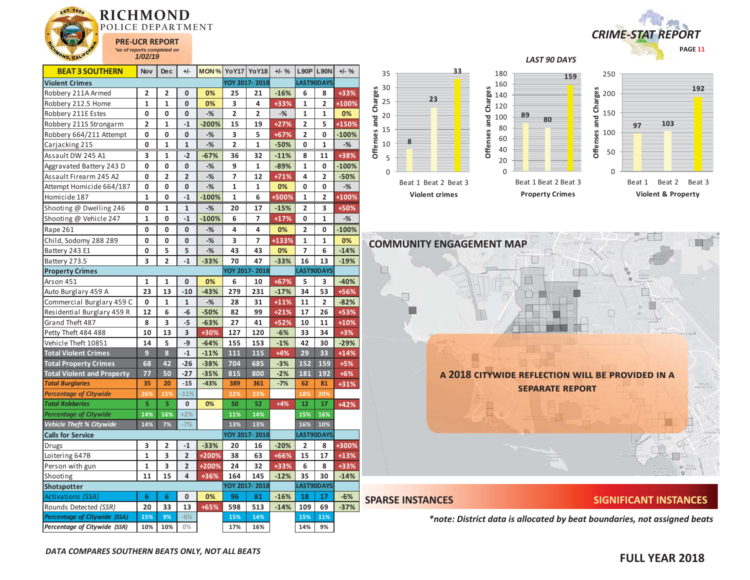# RICHMOND POLICE DEPARTMENT

**PRE-UCR REPORT**
*as of reports completed on*
**1/02/19**

## CRIME-STAT REPORT

| BEAT 3 SOUTHERN | Nov | Dec | +/- | MON % | YoY17 | YoY18 | +/- % | L90P | L90N | +/- % |
|---|---|---|---|---|---|---|---|---|---|---|
| **Violent Crimes** | | | | | YOY 2017- 2018 | | | LAST90DAYS | | |
| Robbery 211A Armed | 2 | 2 | 0 | 0% | 25 | 21 | -16% | 6 | 8 | +33% |
| Robbery 212.5 Home | 1 | 1 | 0 | 0% | 3 | 4 | +33% | 1 | 2 | +100% |
| Robbery 211E Estes | 0 | 0 | 0 | -% | 2 | 2 | -% | 1 | 1 | 0% |
| Robbery 211S Strongarm | 2 | 1 | -1 | -200% | 15 | 19 | +27% | 2 | 5 | +150% |
| Robbery 664/211 Attempt | 0 | 0 | 0 | -% | 3 | 5 | +67% | 2 | 0 | -100% |
| Carjacking 215 | 0 | 1 | 1 | -% | 2 | 1 | -50% | 0 | 1 | -% |
| Assault DW 245 A1 | 3 | 1 | -2 | -67% | 36 | 32 | -11% | 8 | 11 | +38% |
| Aggravated Battery 243 D | 0 | 0 | 0 | -% | 9 | 1 | -89% | 1 | 0 | -100% |
| Assault Firearm 245 A2 | 0 | 2 | 2 | -% | 7 | 12 | +71% | 4 | 2 | -50% |
| Attempt Homicide 664/187 | 0 | 0 | 0 | -% | 1 | 1 | 0% | 0 | 0 | -% |
| Homicide 187 | 1 | 0 | -1 | -100% | 1 | 6 | +500% | 1 | 2 | +100% |
| Shooting @ Dwelling 246 | 0 | 1 | 1 | -% | 20 | 17 | -15% | 2 | 3 | +50% |
| Shooting @ Vehicle 247 | 1 | 0 | -1 | -100% | 6 | 7 | +17% | 0 | 1 | -% |
| Rape 261 | 0 | 0 | 0 | -% | 4 | 4 | 0% | 2 | 0 | -100% |
| Child, Sodomy 288 289 | 0 | 0 | 0 | -% | 3 | 7 | +133% | 1 | 1 | 0% |
| Battery 243 E1 | 0 | 5 | 5 | -% | 43 | 43 | 0% | 7 | 6 | -14% |
| Battery 273.5 | 3 | 2 | -1 | -33% | 70 | 47 | -33% | 16 | 13 | -19% |
| **Property Crimes** | | | | | YOY 2017- 2018 | | | LAST90DAYS | | |
| Arson 451 | 1 | 1 | 0 | 0% | 6 | 10 | +67% | 5 | 3 | -40% |
| Auto Burglary 459 A | 23 | 13 | -10 | -43% | 279 | 231 | -17% | 34 | 53 | +56% |
| Commercial Burglary 459 C | 0 | 1 | 1 | -% | 28 | 31 | +11% | 11 | 2 | -82% |
| Residential Burglary 459 R | 12 | 6 | -6 | -50% | 82 | 99 | +21% | 17 | 26 | +53% |
| Grand Theft 487 | 8 | 3 | -5 | -63% | 27 | 41 | +52% | 10 | 11 | +10% |
| Petty Theft 484 488 | 10 | 13 | 3 | +30% | 127 | 120 | -6% | 33 | 34 | +3% |
| Vehicle Theft 10851 | 14 | 5 | -9 | -64% | 155 | 153 | -1% | 42 | 30 | -29% |
| **Total Violent Crimes** | 9 | 8 | -1 | -11% | 111 | 115 | +4% | 29 | 33 | +14% |
| **Total Property Crimes** | 68 | 42 | -26 | -38% | 704 | 685 | -3% | 152 | 159 | +5% |
| **Total Violent and Property** | 77 | 50 | -27 | -35% | 815 | 800 | -2% | 181 | 192 | +6% |
| ***Total Burglaries*** | 35 | 20 | -15 | -43% | 389 | 361 | -7% | 62 | 81 | +31% |
| *Percentage of Citywide* | 26% | 15% | -11% | | 22% | 23% | | 18% | 20% | |
| ***Total Robberies*** | 5 | 5 | 0 | 0% | 50 | 52 | +4% | 12 | 17 | +42% |
| *Percentage of Citywide* | 14% | 16% | +2% | | 11% | 14% | | 15% | 16% | |
| *Vehicle Theft % Citywide* | 14% | 7% | -7% | | 13% | 13% | | 16% | 10% | |
| **Calls for Service** | | | | | YOY 2017- 2018 | | | LAST90DAYS | | |
| Drugs | 3 | 2 | -1 | -33% | 20 | 16 | -20% | 2 | 8 | +300% |
| Loitering 647B | 1 | 3 | 2 | +200% | 38 | 63 | +66% | 15 | 17 | +13% |
| Person with gun | 1 | 3 | 2 | +200% | 24 | 32 | +33% | 6 | 8 | +33% |
| Shooting | 11 | 15 | 4 | +36% | 164 | 145 | -12% | 35 | 30 | -14% |
| **Shotspotter** | | | | | YOY 2017- 2018 | | | LAST90DAYS | | |
| *Activations (SSA)* | 6 | 6 | 0 | 0% | 96 | 81 | -16% | 18 | 17 | -6% |
| *Rounds Detected (SSR)* | 20 | 33 | 13 | +65% | 598 | 513 | -14% | 109 | 69 | -37% |
| *Percentage of Citywide (SSA)* | 15% | 9% | -6% | | 15% | 14% | | 15% | 11% | |
| *Percentage of Citywide (SSR)* | 10% | 10% | 0% | | 17% | 16% | | 14% | 9% | |

*DATA COMPARES SOUTHERN BEATS ONLY, NOT ALL BEATS*

### LAST 90 DAYS

Offenses and Charges
8
23
33
Beat 1 Beat 2 Beat 3
**Violent crimes**

Offenses and Charges
89
80
159
Beat 1 Beat 2 Beat 3
**Property Crimes**

Offenses and Charges
97
103
192
Beat 1 Beat 2 Beat 3
**Violent & Property**

### COMMUNITY ENGAGEMENT MAP

**A 2018 CITYWIDE REFLECTION WILL BE PROVIDED IN A SEPARATE REPORT**

**SPARSE INSTANCES** — **SIGNIFICANT INSTANCES**

*\*note: District data is allocated by beat boundaries, not assigned beats*

**FULL YEAR 2018**